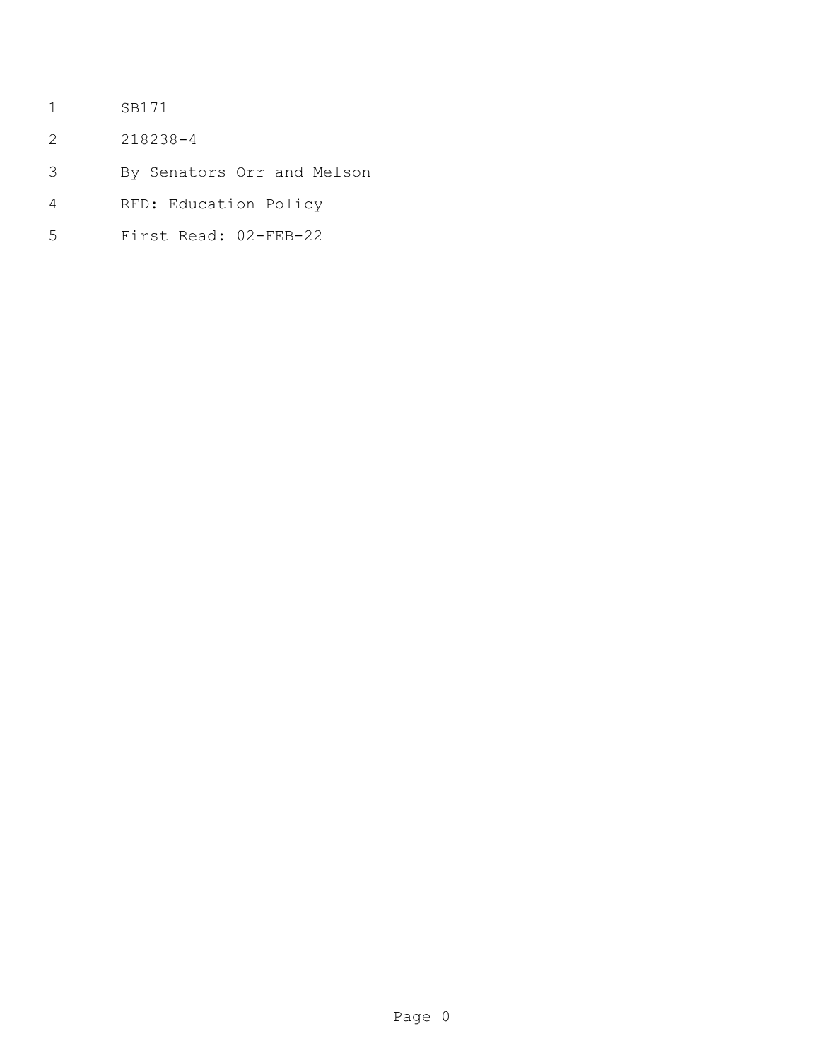SB171

218238-4

By Senators Orr and Melson

RFD: Education Policy

First Read: 02-FEB-22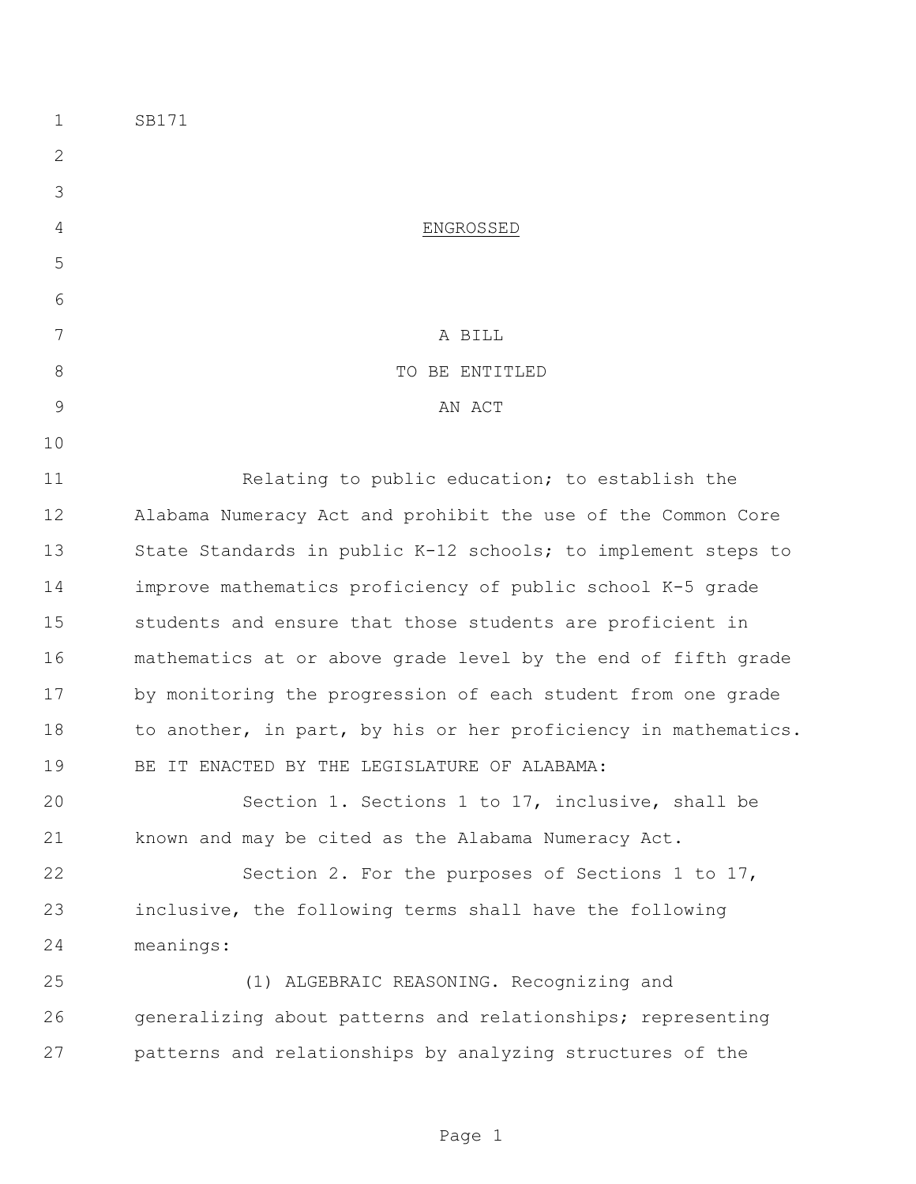SB171

ENGROSSED

A BILL
TO BE ENTITLED
AN ACT

Relating to public education; to establish the Alabama Numeracy Act and prohibit the use of the Common Core State Standards in public K-12 schools; to implement steps to improve mathematics proficiency of public school K-5 grade students and ensure that those students are proficient in mathematics at or above grade level by the end of fifth grade by monitoring the progression of each student from one grade to another, in part, by his or her proficiency in mathematics.

BE IT ENACTED BY THE LEGISLATURE OF ALABAMA:

Section 1. Sections 1 to 17, inclusive, shall be known and may be cited as the Alabama Numeracy Act.

Section 2. For the purposes of Sections 1 to 17, inclusive, the following terms shall have the following meanings:

(1) ALGEBRAIC REASONING. Recognizing and generalizing about patterns and relationships; representing patterns and relationships by analyzing structures of the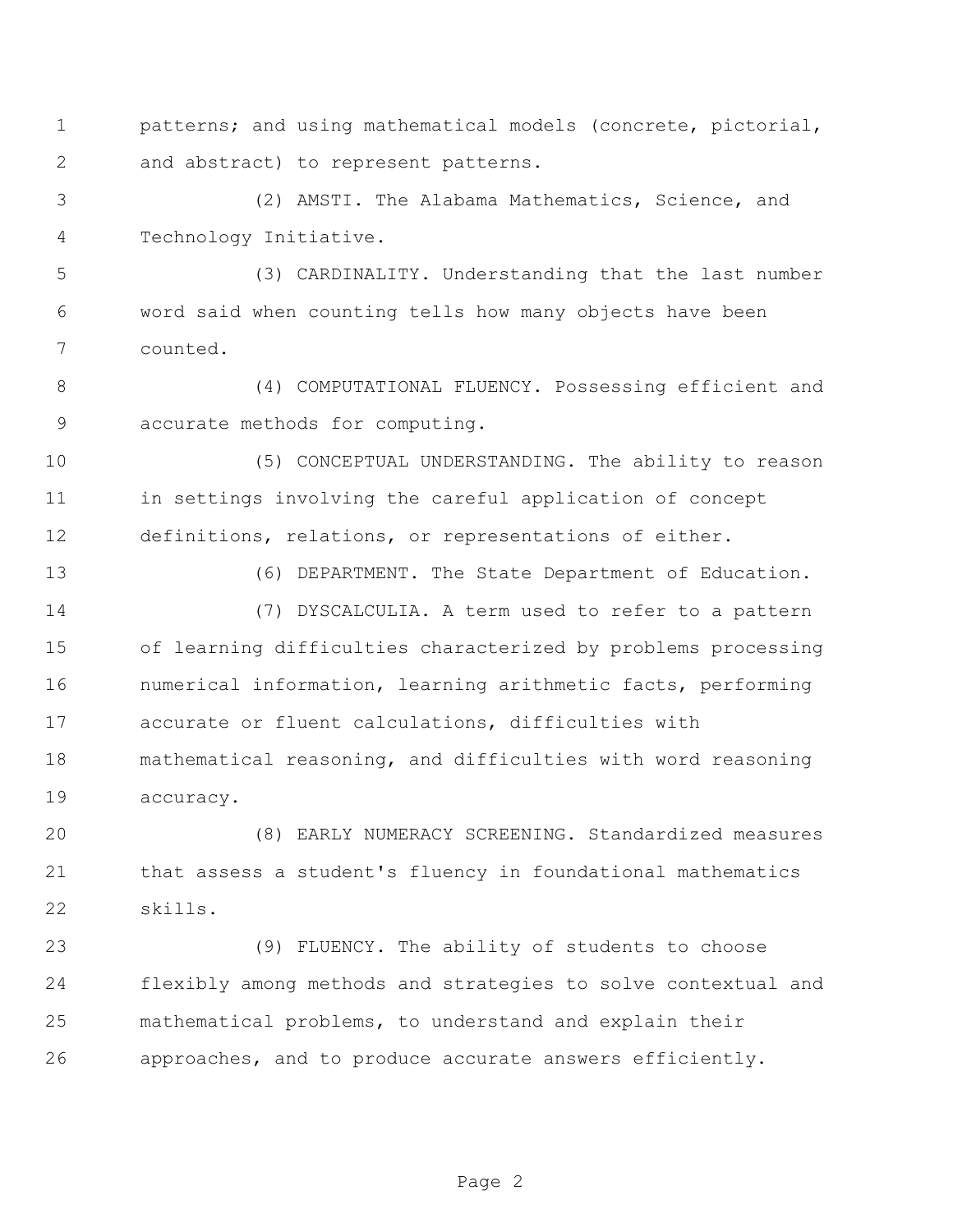patterns; and using mathematical models (concrete, pictorial, and abstract) to represent patterns.

(2) AMSTI. The Alabama Mathematics, Science, and Technology Initiative.

(3) CARDINALITY. Understanding that the last number word said when counting tells how many objects have been counted.

(4) COMPUTATIONAL FLUENCY. Possessing efficient and accurate methods for computing.

(5) CONCEPTUAL UNDERSTANDING. The ability to reason in settings involving the careful application of concept definitions, relations, or representations of either.

(6) DEPARTMENT. The State Department of Education.

(7) DYSCALCULIA. A term used to refer to a pattern of learning difficulties characterized by problems processing numerical information, learning arithmetic facts, performing accurate or fluent calculations, difficulties with mathematical reasoning, and difficulties with word reasoning accuracy.

(8) EARLY NUMERACY SCREENING. Standardized measures that assess a student's fluency in foundational mathematics skills.

(9) FLUENCY. The ability of students to choose flexibly among methods and strategies to solve contextual and mathematical problems, to understand and explain their approaches, and to produce accurate answers efficiently.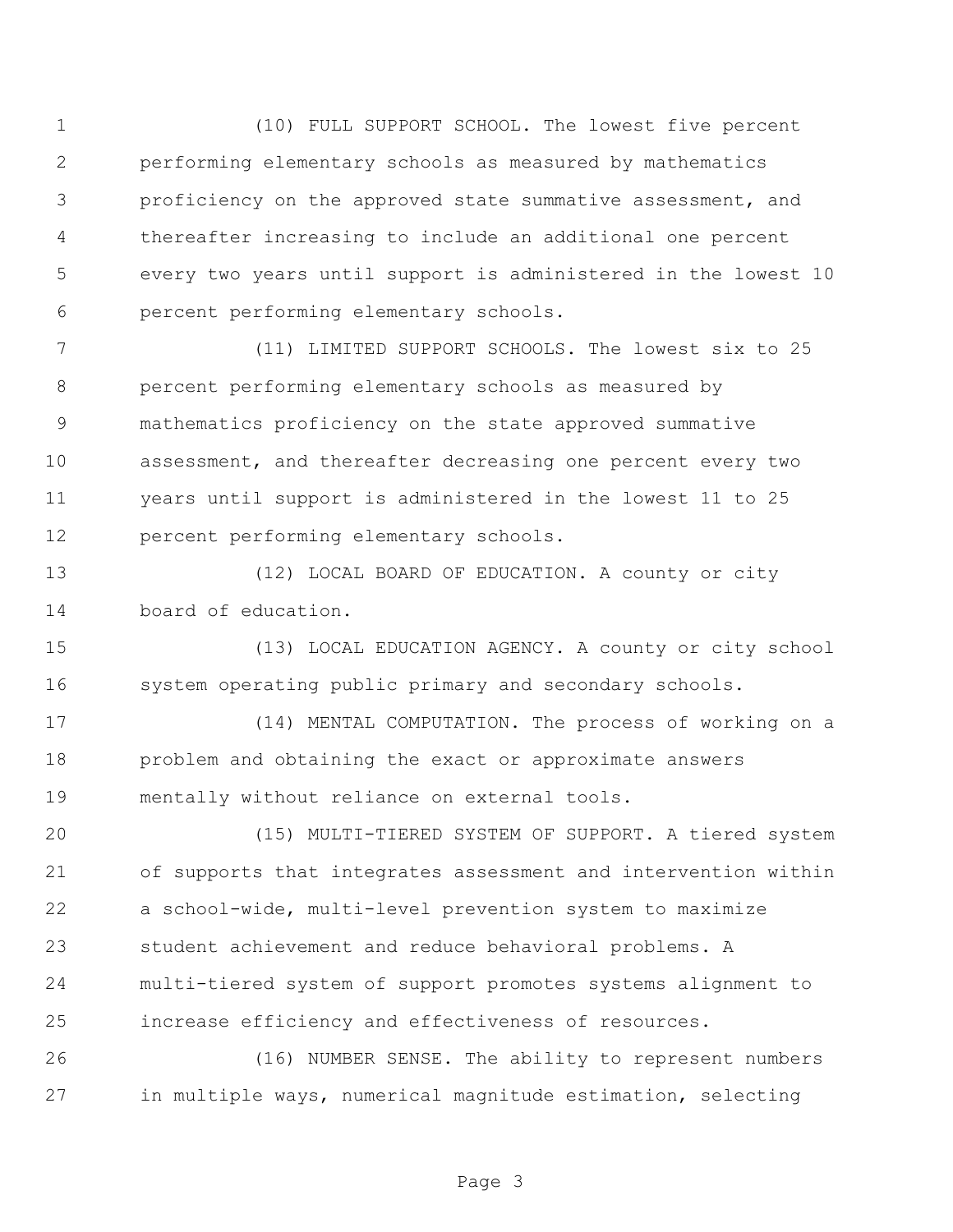(10) FULL SUPPORT SCHOOL. The lowest five percent performing elementary schools as measured by mathematics proficiency on the approved state summative assessment, and thereafter increasing to include an additional one percent every two years until support is administered in the lowest 10 percent performing elementary schools.

(11) LIMITED SUPPORT SCHOOLS. The lowest six to 25 percent performing elementary schools as measured by mathematics proficiency on the state approved summative assessment, and thereafter decreasing one percent every two years until support is administered in the lowest 11 to 25 percent performing elementary schools.

(12) LOCAL BOARD OF EDUCATION. A county or city board of education.

(13) LOCAL EDUCATION AGENCY. A county or city school system operating public primary and secondary schools.

(14) MENTAL COMPUTATION. The process of working on a problem and obtaining the exact or approximate answers mentally without reliance on external tools.

(15) MULTI-TIERED SYSTEM OF SUPPORT. A tiered system of supports that integrates assessment and intervention within a school-wide, multi-level prevention system to maximize student achievement and reduce behavioral problems. A multi-tiered system of support promotes systems alignment to increase efficiency and effectiveness of resources.

(16) NUMBER SENSE. The ability to represent numbers in multiple ways, numerical magnitude estimation, selecting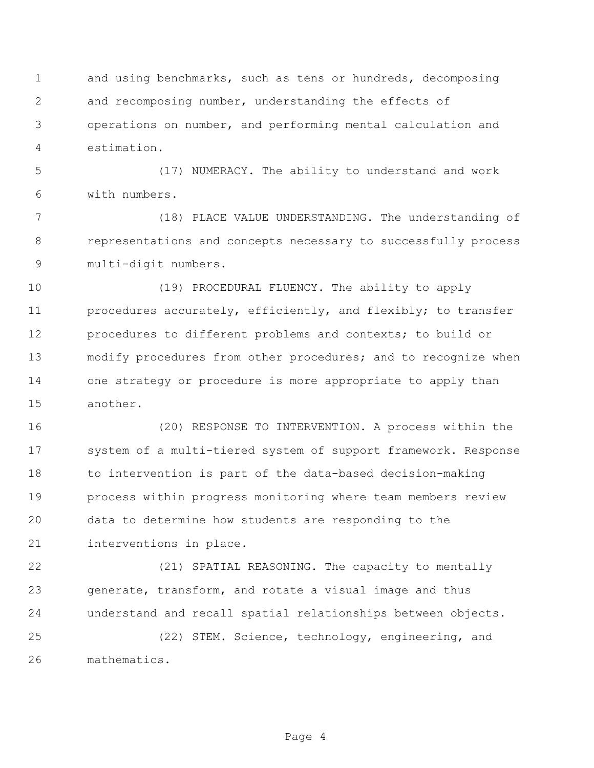and using benchmarks, such as tens or hundreds, decomposing and recomposing number, understanding the effects of operations on number, and performing mental calculation and estimation.

(17) NUMERACY. The ability to understand and work with numbers.

(18) PLACE VALUE UNDERSTANDING. The understanding of representations and concepts necessary to successfully process multi-digit numbers.

(19) PROCEDURAL FLUENCY. The ability to apply procedures accurately, efficiently, and flexibly; to transfer procedures to different problems and contexts; to build or modify procedures from other procedures; and to recognize when one strategy or procedure is more appropriate to apply than another.

(20) RESPONSE TO INTERVENTION. A process within the system of a multi-tiered system of support framework. Response to intervention is part of the data-based decision-making process within progress monitoring where team members review data to determine how students are responding to the interventions in place.

(21) SPATIAL REASONING. The capacity to mentally generate, transform, and rotate a visual image and thus understand and recall spatial relationships between objects.

(22) STEM. Science, technology, engineering, and mathematics.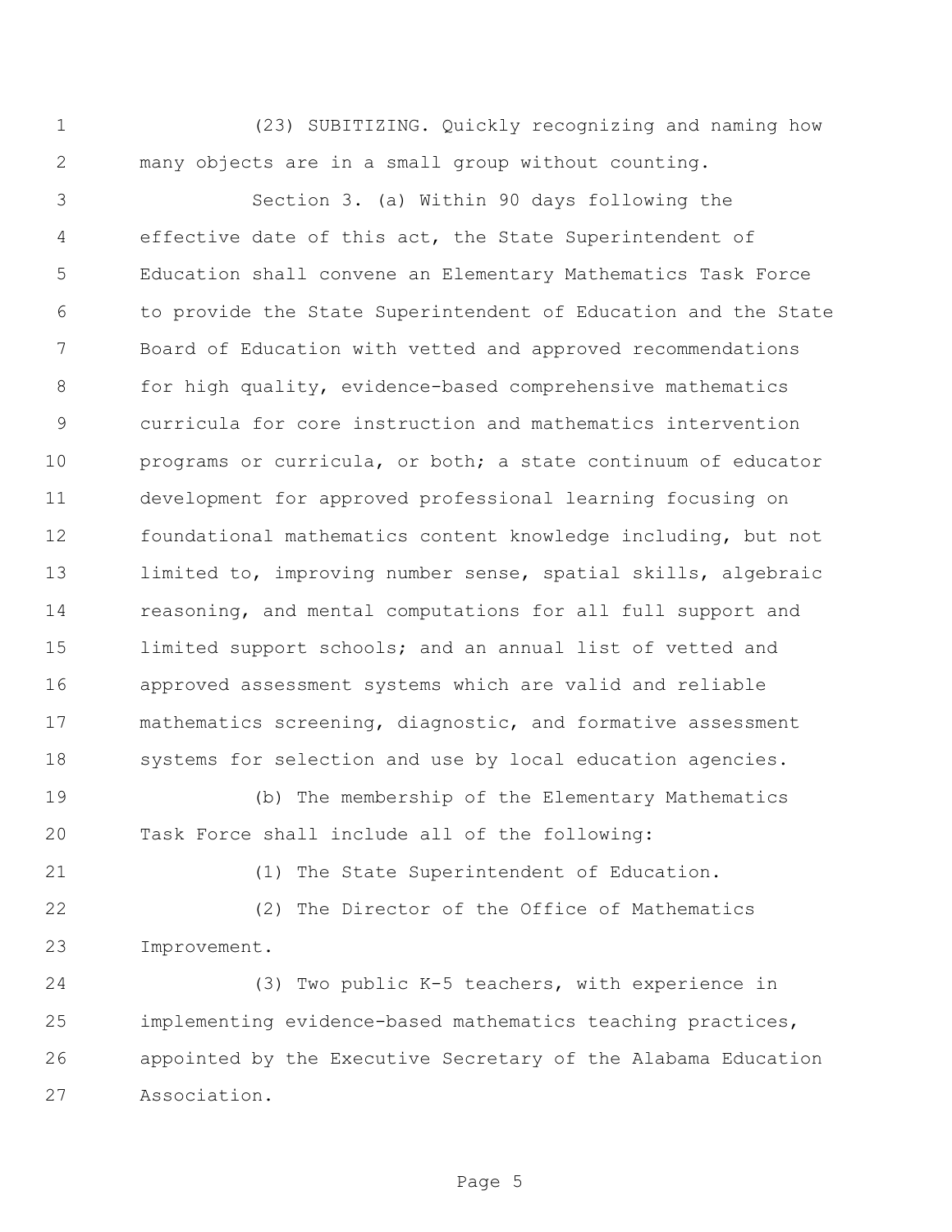(23) SUBITIZING. Quickly recognizing and naming how many objects are in a small group without counting.

Section 3. (a) Within 90 days following the effective date of this act, the State Superintendent of Education shall convene an Elementary Mathematics Task Force to provide the State Superintendent of Education and the State Board of Education with vetted and approved recommendations for high quality, evidence-based comprehensive mathematics curricula for core instruction and mathematics intervention programs or curricula, or both; a state continuum of educator development for approved professional learning focusing on foundational mathematics content knowledge including, but not limited to, improving number sense, spatial skills, algebraic reasoning, and mental computations for all full support and limited support schools; and an annual list of vetted and approved assessment systems which are valid and reliable mathematics screening, diagnostic, and formative assessment systems for selection and use by local education agencies.

(b) The membership of the Elementary Mathematics Task Force shall include all of the following:

(1) The State Superintendent of Education.

(2) The Director of the Office of Mathematics Improvement.

(3) Two public K-5 teachers, with experience in implementing evidence-based mathematics teaching practices, appointed by the Executive Secretary of the Alabama Education Association.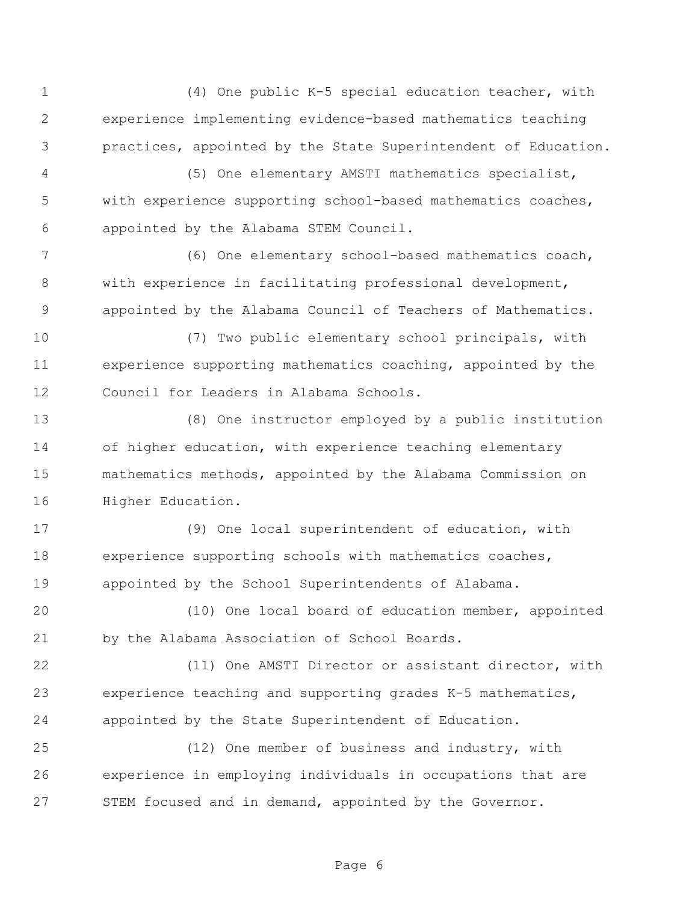(4) One public K-5 special education teacher, with experience implementing evidence-based mathematics teaching practices, appointed by the State Superintendent of Education.

(5) One elementary AMSTI mathematics specialist, with experience supporting school-based mathematics coaches, appointed by the Alabama STEM Council.

(6) One elementary school-based mathematics coach, with experience in facilitating professional development, appointed by the Alabama Council of Teachers of Mathematics.

(7) Two public elementary school principals, with experience supporting mathematics coaching, appointed by the Council for Leaders in Alabama Schools.

(8) One instructor employed by a public institution of higher education, with experience teaching elementary mathematics methods, appointed by the Alabama Commission on Higher Education.

(9) One local superintendent of education, with experience supporting schools with mathematics coaches, appointed by the School Superintendents of Alabama.

(10) One local board of education member, appointed by the Alabama Association of School Boards.

(11) One AMSTI Director or assistant director, with experience teaching and supporting grades K-5 mathematics, appointed by the State Superintendent of Education.

(12) One member of business and industry, with experience in employing individuals in occupations that are STEM focused and in demand, appointed by the Governor.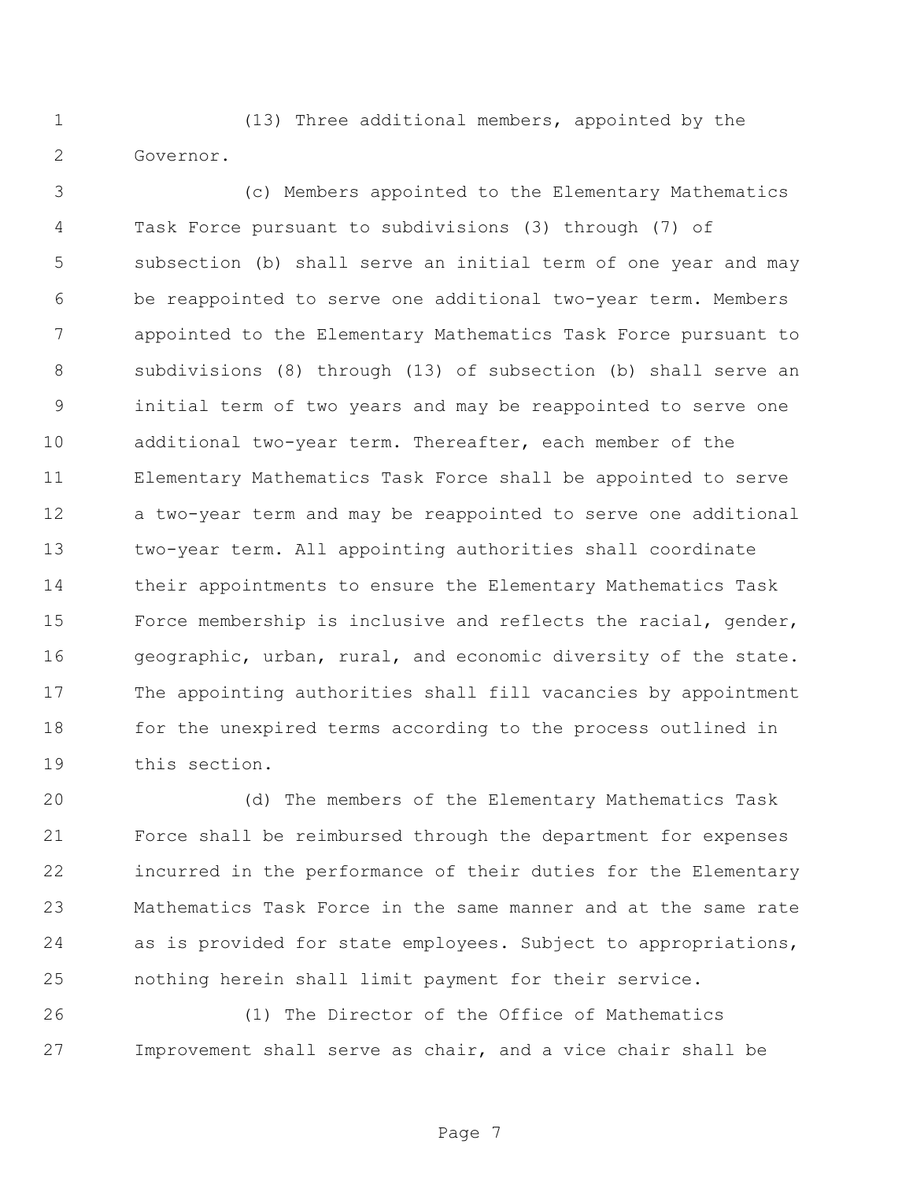(13) Three additional members, appointed by the Governor.

(c) Members appointed to the Elementary Mathematics Task Force pursuant to subdivisions (3) through (7) of subsection (b) shall serve an initial term of one year and may be reappointed to serve one additional two-year term. Members appointed to the Elementary Mathematics Task Force pursuant to subdivisions (8) through (13) of subsection (b) shall serve an initial term of two years and may be reappointed to serve one additional two-year term. Thereafter, each member of the Elementary Mathematics Task Force shall be appointed to serve a two-year term and may be reappointed to serve one additional two-year term. All appointing authorities shall coordinate their appointments to ensure the Elementary Mathematics Task Force membership is inclusive and reflects the racial, gender, geographic, urban, rural, and economic diversity of the state. The appointing authorities shall fill vacancies by appointment for the unexpired terms according to the process outlined in this section.

(d) The members of the Elementary Mathematics Task Force shall be reimbursed through the department for expenses incurred in the performance of their duties for the Elementary Mathematics Task Force in the same manner and at the same rate as is provided for state employees. Subject to appropriations, nothing herein shall limit payment for their service.

(1) The Director of the Office of Mathematics Improvement shall serve as chair, and a vice chair shall be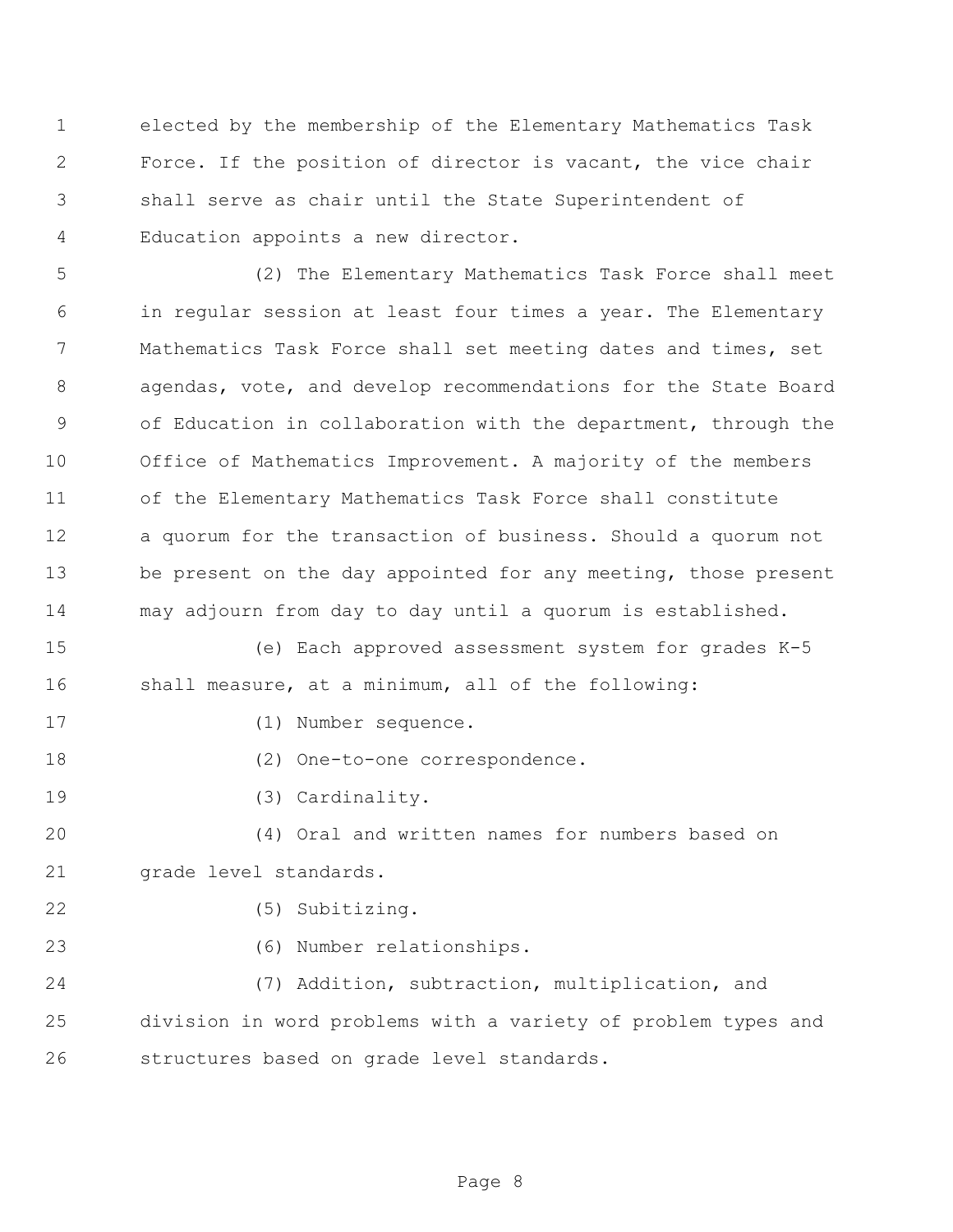elected by the membership of the Elementary Mathematics Task Force. If the position of director is vacant, the vice chair shall serve as chair until the State Superintendent of Education appoints a new director.

(2) The Elementary Mathematics Task Force shall meet in regular session at least four times a year. The Elementary Mathematics Task Force shall set meeting dates and times, set agendas, vote, and develop recommendations for the State Board of Education in collaboration with the department, through the Office of Mathematics Improvement. A majority of the members of the Elementary Mathematics Task Force shall constitute a quorum for the transaction of business. Should a quorum not be present on the day appointed for any meeting, those present may adjourn from day to day until a quorum is established.

(e) Each approved assessment system for grades K-5 shall measure, at a minimum, all of the following:

(1) Number sequence.

(2) One-to-one correspondence.

(3) Cardinality.

(4) Oral and written names for numbers based on grade level standards.

(5) Subitizing.

(6) Number relationships.

(7) Addition, subtraction, multiplication, and division in word problems with a variety of problem types and structures based on grade level standards.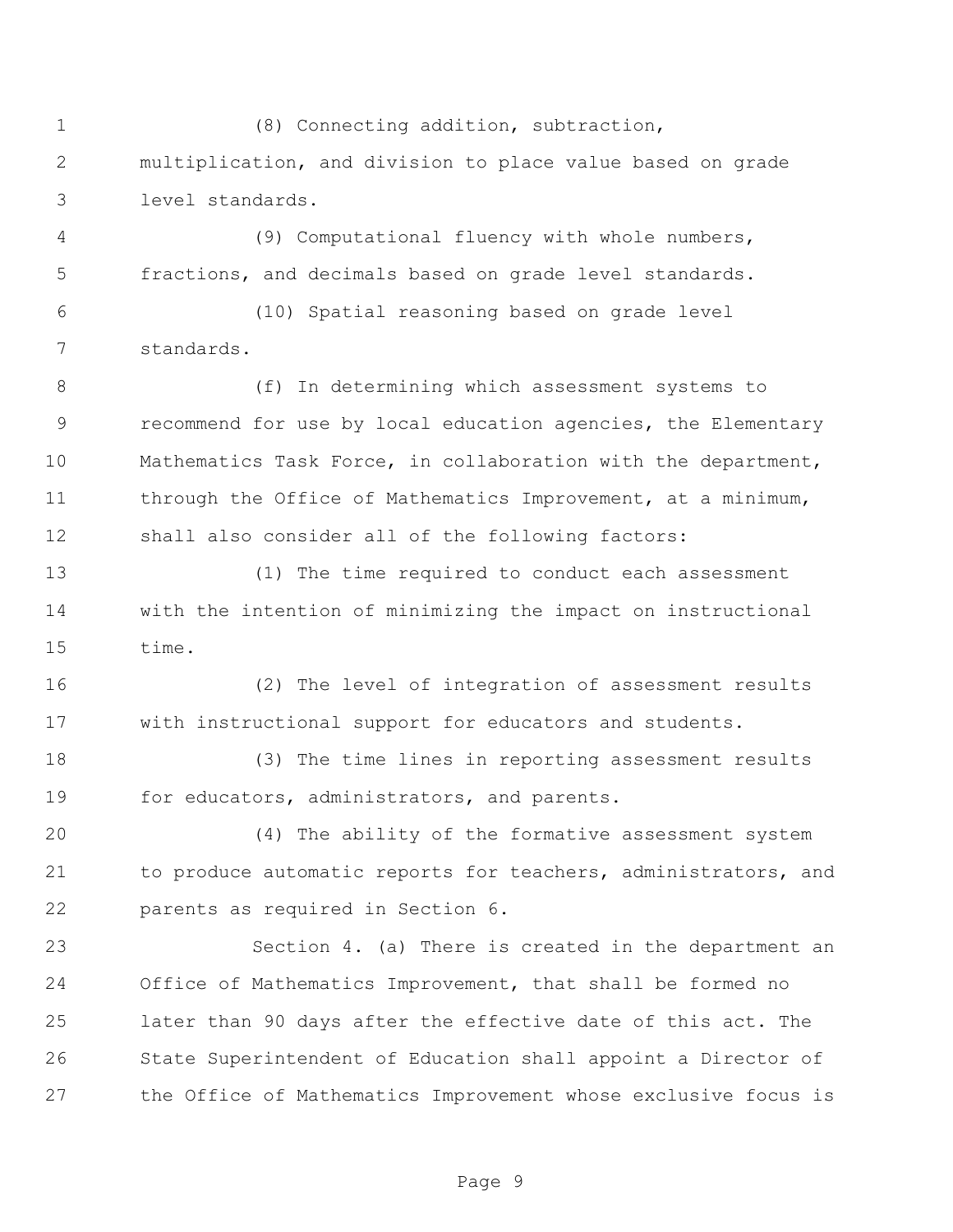(8) Connecting addition, subtraction, multiplication, and division to place value based on grade level standards.

(9) Computational fluency with whole numbers, fractions, and decimals based on grade level standards.

(10) Spatial reasoning based on grade level standards.

(f) In determining which assessment systems to recommend for use by local education agencies, the Elementary Mathematics Task Force, in collaboration with the department, through the Office of Mathematics Improvement, at a minimum, shall also consider all of the following factors:

(1) The time required to conduct each assessment with the intention of minimizing the impact on instructional time.

(2) The level of integration of assessment results with instructional support for educators and students.

(3) The time lines in reporting assessment results for educators, administrators, and parents.

(4) The ability of the formative assessment system to produce automatic reports for teachers, administrators, and parents as required in Section 6.

Section 4. (a) There is created in the department an Office of Mathematics Improvement, that shall be formed no later than 90 days after the effective date of this act. The State Superintendent of Education shall appoint a Director of the Office of Mathematics Improvement whose exclusive focus is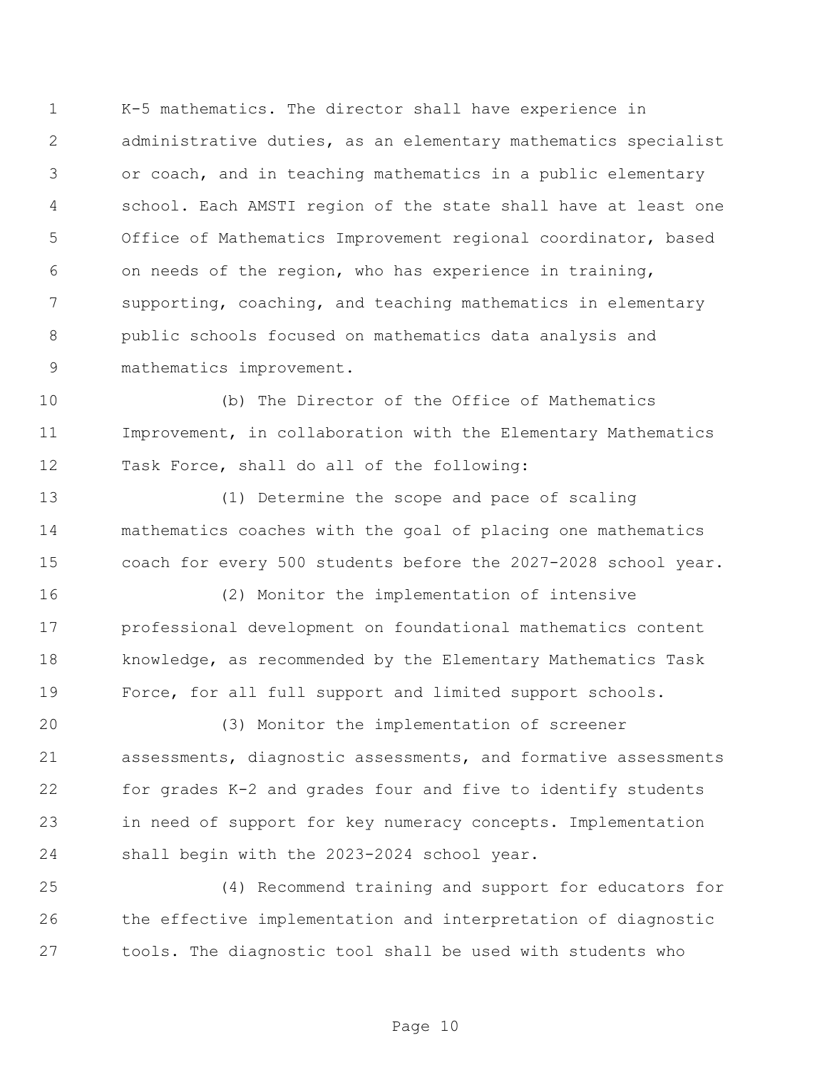K-5 mathematics. The director shall have experience in administrative duties, as an elementary mathematics specialist or coach, and in teaching mathematics in a public elementary school. Each AMSTI region of the state shall have at least one Office of Mathematics Improvement regional coordinator, based on needs of the region, who has experience in training, supporting, coaching, and teaching mathematics in elementary public schools focused on mathematics data analysis and mathematics improvement.

(b) The Director of the Office of Mathematics Improvement, in collaboration with the Elementary Mathematics Task Force, shall do all of the following:

(1) Determine the scope and pace of scaling mathematics coaches with the goal of placing one mathematics coach for every 500 students before the 2027-2028 school year.

(2) Monitor the implementation of intensive professional development on foundational mathematics content knowledge, as recommended by the Elementary Mathematics Task Force, for all full support and limited support schools.

(3) Monitor the implementation of screener assessments, diagnostic assessments, and formative assessments for grades K-2 and grades four and five to identify students in need of support for key numeracy concepts. Implementation shall begin with the 2023-2024 school year.

(4) Recommend training and support for educators for the effective implementation and interpretation of diagnostic tools. The diagnostic tool shall be used with students who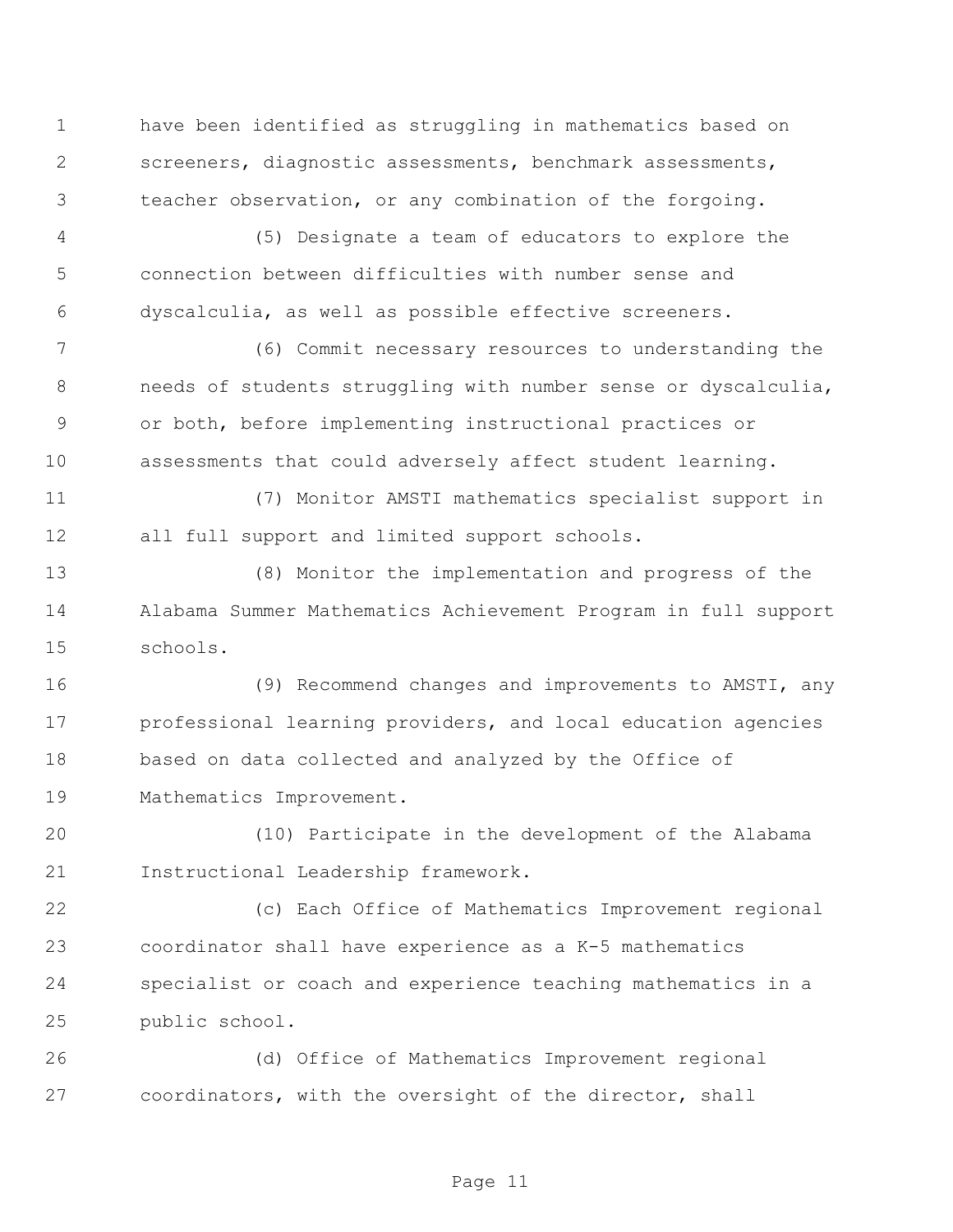have been identified as struggling in mathematics based on screeners, diagnostic assessments, benchmark assessments, teacher observation, or any combination of the forgoing.

(5) Designate a team of educators to explore the connection between difficulties with number sense and dyscalculia, as well as possible effective screeners.

(6) Commit necessary resources to understanding the needs of students struggling with number sense or dyscalculia, or both, before implementing instructional practices or assessments that could adversely affect student learning.

(7) Monitor AMSTI mathematics specialist support in all full support and limited support schools.

(8) Monitor the implementation and progress of the Alabama Summer Mathematics Achievement Program in full support schools.

(9) Recommend changes and improvements to AMSTI, any professional learning providers, and local education agencies based on data collected and analyzed by the Office of Mathematics Improvement.

(10) Participate in the development of the Alabama Instructional Leadership framework.

(c) Each Office of Mathematics Improvement regional coordinator shall have experience as a K-5 mathematics specialist or coach and experience teaching mathematics in a public school.

(d) Office of Mathematics Improvement regional coordinators, with the oversight of the director, shall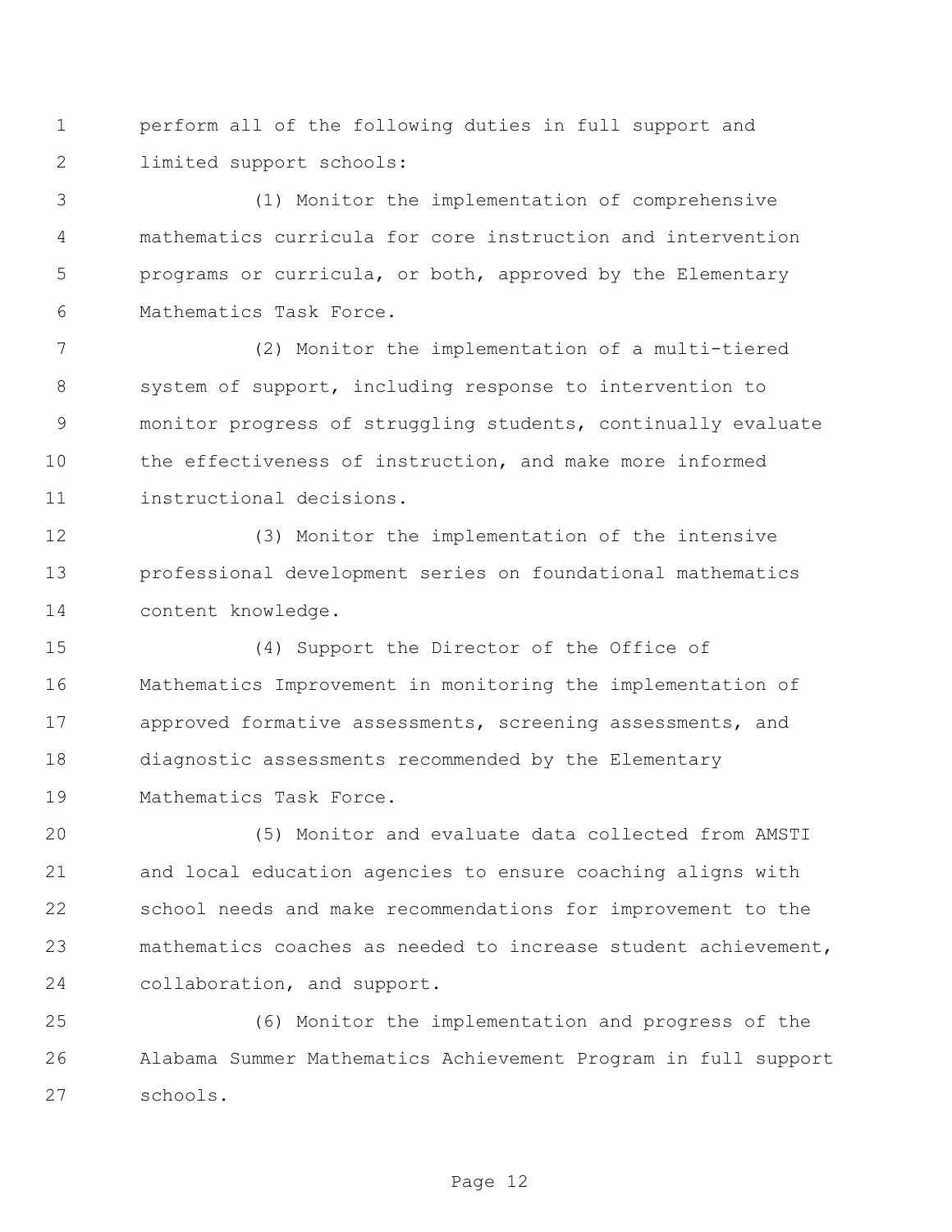perform all of the following duties in full support and limited support schools:

(1) Monitor the implementation of comprehensive mathematics curricula for core instruction and intervention programs or curricula, or both, approved by the Elementary Mathematics Task Force.

(2) Monitor the implementation of a multi-tiered system of support, including response to intervention to monitor progress of struggling students, continually evaluate the effectiveness of instruction, and make more informed instructional decisions.

(3) Monitor the implementation of the intensive professional development series on foundational mathematics content knowledge.

(4) Support the Director of the Office of Mathematics Improvement in monitoring the implementation of approved formative assessments, screening assessments, and diagnostic assessments recommended by the Elementary Mathematics Task Force.

(5) Monitor and evaluate data collected from AMSTI and local education agencies to ensure coaching aligns with school needs and make recommendations for improvement to the mathematics coaches as needed to increase student achievement, collaboration, and support.

(6) Monitor the implementation and progress of the Alabama Summer Mathematics Achievement Program in full support schools.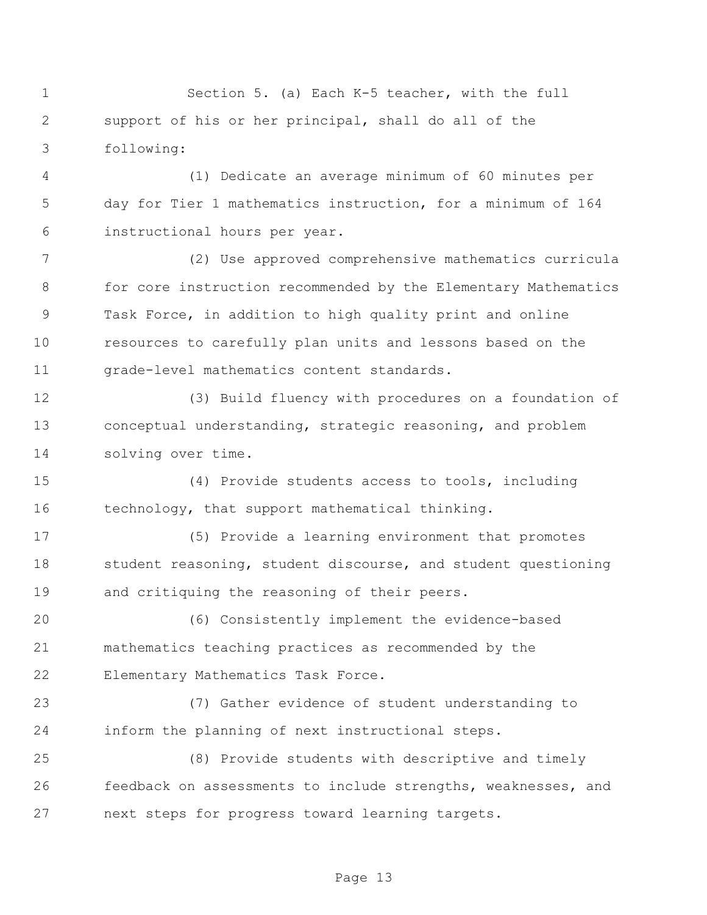Section 5. (a) Each K-5 teacher, with the full support of his or her principal, shall do all of the following:

(1) Dedicate an average minimum of 60 minutes per day for Tier 1 mathematics instruction, for a minimum of 164 instructional hours per year.

(2) Use approved comprehensive mathematics curricula for core instruction recommended by the Elementary Mathematics Task Force, in addition to high quality print and online resources to carefully plan units and lessons based on the grade-level mathematics content standards.

(3) Build fluency with procedures on a foundation of conceptual understanding, strategic reasoning, and problem solving over time.

(4) Provide students access to tools, including technology, that support mathematical thinking.

(5) Provide a learning environment that promotes student reasoning, student discourse, and student questioning and critiquing the reasoning of their peers.

(6) Consistently implement the evidence-based mathematics teaching practices as recommended by the Elementary Mathematics Task Force.

(7) Gather evidence of student understanding to inform the planning of next instructional steps.

(8) Provide students with descriptive and timely feedback on assessments to include strengths, weaknesses, and next steps for progress toward learning targets.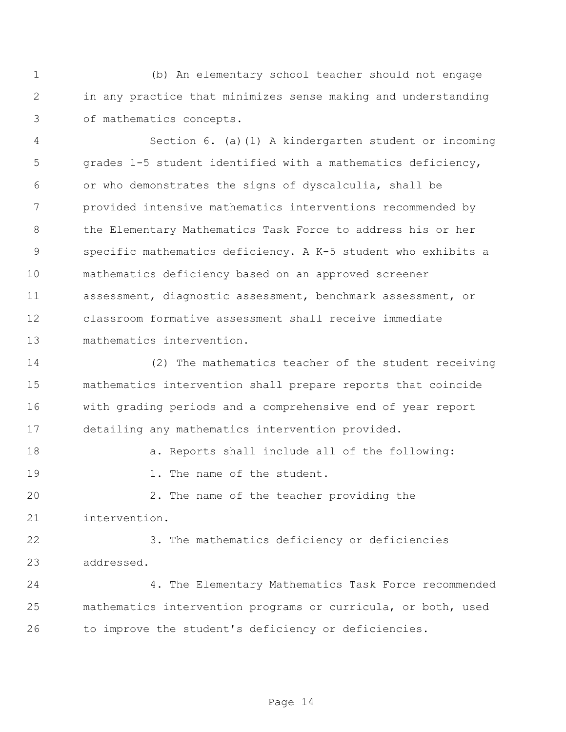(b) An elementary school teacher should not engage in any practice that minimizes sense making and understanding of mathematics concepts.

Section 6. (a)(1) A kindergarten student or incoming grades 1-5 student identified with a mathematics deficiency, or who demonstrates the signs of dyscalculia, shall be provided intensive mathematics interventions recommended by the Elementary Mathematics Task Force to address his or her specific mathematics deficiency. A K-5 student who exhibits a mathematics deficiency based on an approved screener assessment, diagnostic assessment, benchmark assessment, or classroom formative assessment shall receive immediate mathematics intervention.

(2) The mathematics teacher of the student receiving mathematics intervention shall prepare reports that coincide with grading periods and a comprehensive end of year report detailing any mathematics intervention provided.

a. Reports shall include all of the following:

1. The name of the student.

2. The name of the teacher providing the intervention.

3. The mathematics deficiency or deficiencies addressed.

4. The Elementary Mathematics Task Force recommended mathematics intervention programs or curricula, or both, used to improve the student's deficiency or deficiencies.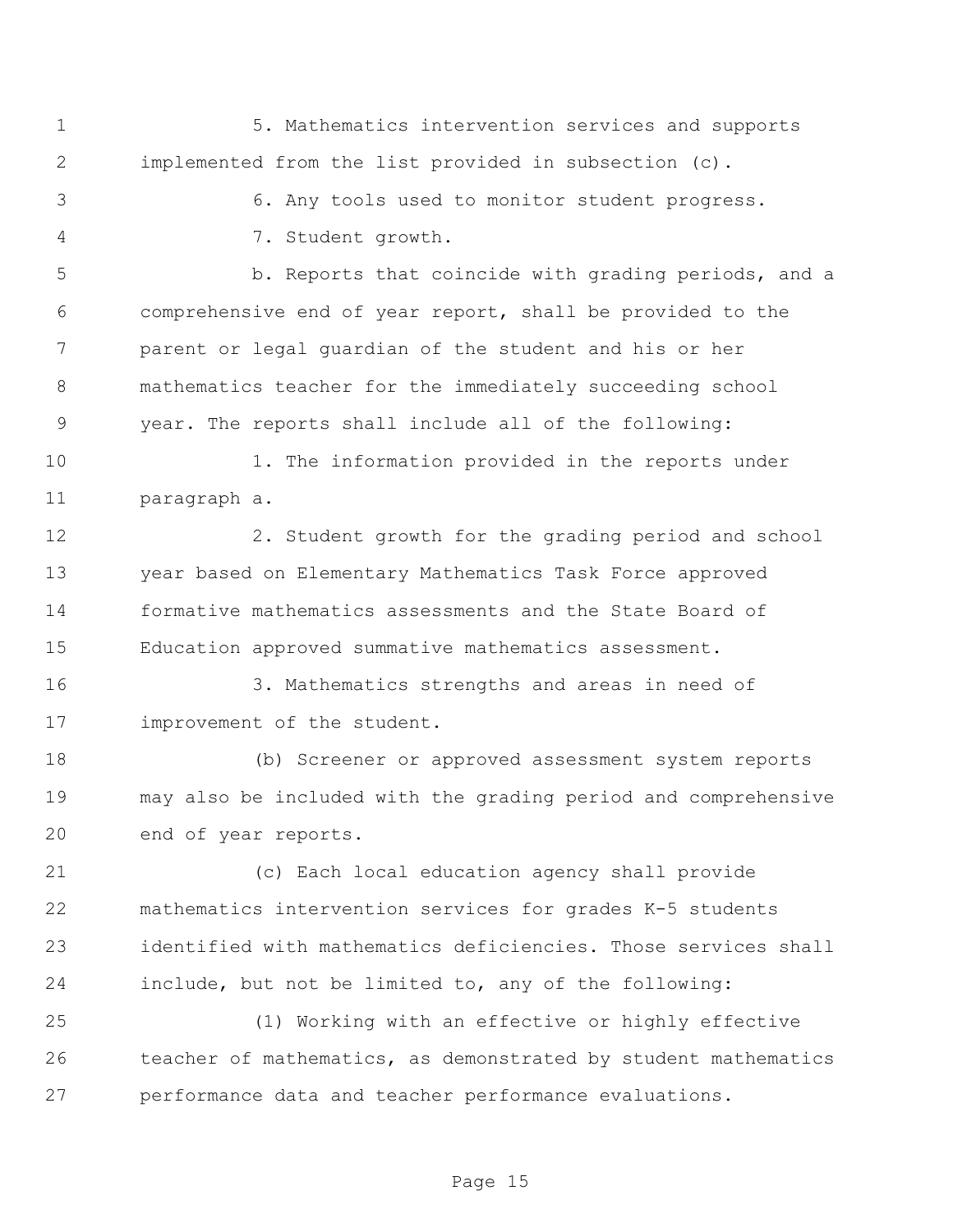5. Mathematics intervention services and supports implemented from the list provided in subsection (c).

6. Any tools used to monitor student progress.

7. Student growth.

b. Reports that coincide with grading periods, and a comprehensive end of year report, shall be provided to the parent or legal guardian of the student and his or her mathematics teacher for the immediately succeeding school year. The reports shall include all of the following:

1. The information provided in the reports under paragraph a.

2. Student growth for the grading period and school year based on Elementary Mathematics Task Force approved formative mathematics assessments and the State Board of Education approved summative mathematics assessment.

3. Mathematics strengths and areas in need of improvement of the student.

(b) Screener or approved assessment system reports may also be included with the grading period and comprehensive end of year reports.

(c) Each local education agency shall provide mathematics intervention services for grades K-5 students identified with mathematics deficiencies. Those services shall include, but not be limited to, any of the following:

(1) Working with an effective or highly effective teacher of mathematics, as demonstrated by student mathematics performance data and teacher performance evaluations.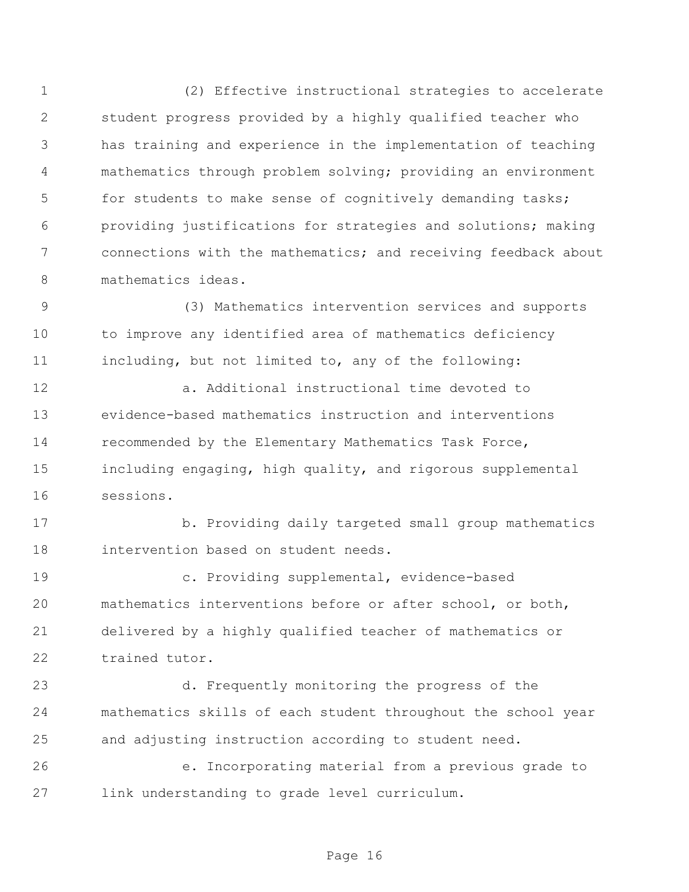(2) Effective instructional strategies to accelerate student progress provided by a highly qualified teacher who has training and experience in the implementation of teaching mathematics through problem solving; providing an environment for students to make sense of cognitively demanding tasks; providing justifications for strategies and solutions; making connections with the mathematics; and receiving feedback about mathematics ideas.

(3) Mathematics intervention services and supports to improve any identified area of mathematics deficiency including, but not limited to, any of the following:

a. Additional instructional time devoted to evidence-based mathematics instruction and interventions recommended by the Elementary Mathematics Task Force, including engaging, high quality, and rigorous supplemental sessions.

b. Providing daily targeted small group mathematics intervention based on student needs.

c. Providing supplemental, evidence-based mathematics interventions before or after school, or both, delivered by a highly qualified teacher of mathematics or trained tutor.

d. Frequently monitoring the progress of the mathematics skills of each student throughout the school year and adjusting instruction according to student need.

e. Incorporating material from a previous grade to link understanding to grade level curriculum.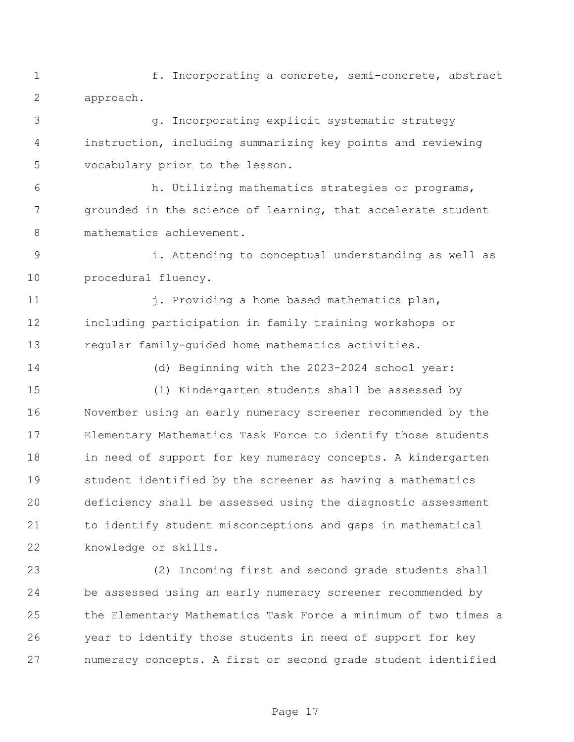f. Incorporating a concrete, semi-concrete, abstract approach.

g. Incorporating explicit systematic strategy instruction, including summarizing key points and reviewing vocabulary prior to the lesson.

h. Utilizing mathematics strategies or programs, grounded in the science of learning, that accelerate student mathematics achievement.

i. Attending to conceptual understanding as well as procedural fluency.

j. Providing a home based mathematics plan, including participation in family training workshops or regular family-guided home mathematics activities.

(d) Beginning with the 2023-2024 school year:

(1) Kindergarten students shall be assessed by November using an early numeracy screener recommended by the Elementary Mathematics Task Force to identify those students in need of support for key numeracy concepts. A kindergarten student identified by the screener as having a mathematics deficiency shall be assessed using the diagnostic assessment to identify student misconceptions and gaps in mathematical knowledge or skills.

(2) Incoming first and second grade students shall be assessed using an early numeracy screener recommended by the Elementary Mathematics Task Force a minimum of two times a year to identify those students in need of support for key numeracy concepts. A first or second grade student identified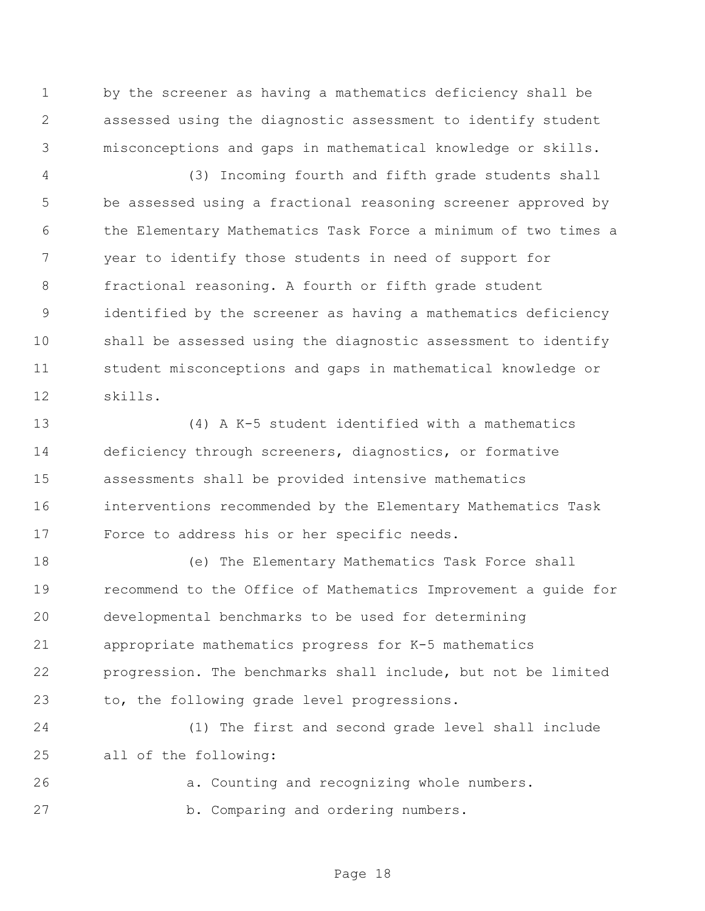by the screener as having a mathematics deficiency shall be assessed using the diagnostic assessment to identify student misconceptions and gaps in mathematical knowledge or skills.

(3) Incoming fourth and fifth grade students shall be assessed using a fractional reasoning screener approved by the Elementary Mathematics Task Force a minimum of two times a year to identify those students in need of support for fractional reasoning. A fourth or fifth grade student identified by the screener as having a mathematics deficiency shall be assessed using the diagnostic assessment to identify student misconceptions and gaps in mathematical knowledge or skills.

(4) A K-5 student identified with a mathematics deficiency through screeners, diagnostics, or formative assessments shall be provided intensive mathematics interventions recommended by the Elementary Mathematics Task Force to address his or her specific needs.

(e) The Elementary Mathematics Task Force shall recommend to the Office of Mathematics Improvement a guide for developmental benchmarks to be used for determining appropriate mathematics progress for K-5 mathematics progression. The benchmarks shall include, but not be limited to, the following grade level progressions.

(1) The first and second grade level shall include all of the following:

a. Counting and recognizing whole numbers.

b. Comparing and ordering numbers.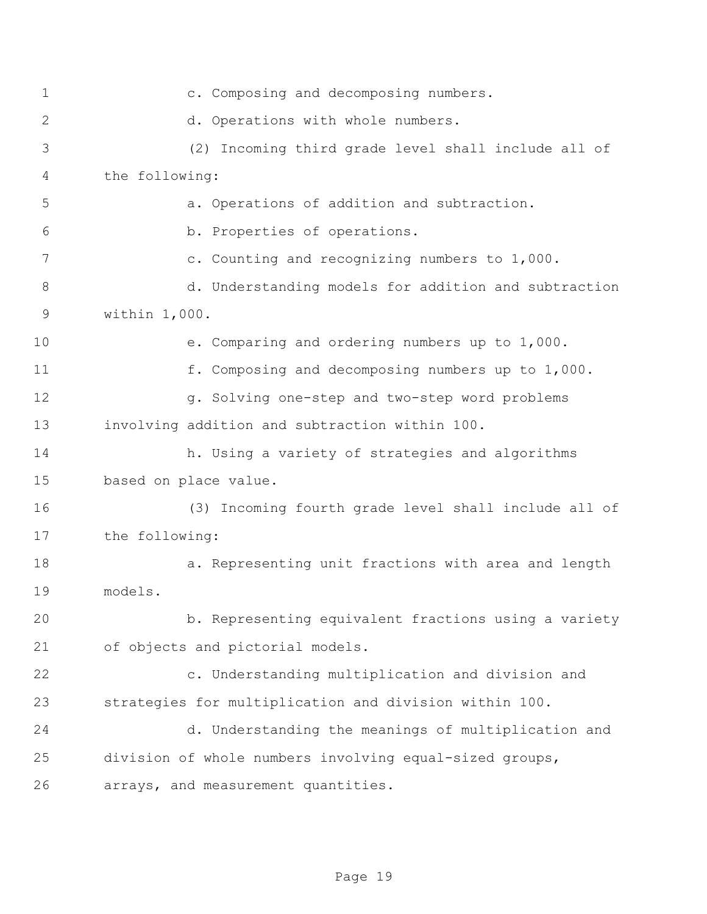c. Composing and decomposing numbers.

d. Operations with whole numbers.

(2) Incoming third grade level shall include all of the following:

a. Operations of addition and subtraction.

b. Properties of operations.

c. Counting and recognizing numbers to 1,000.

d. Understanding models for addition and subtraction within 1,000.

e. Comparing and ordering numbers up to 1,000.

f. Composing and decomposing numbers up to 1,000.

g. Solving one-step and two-step word problems involving addition and subtraction within 100.

h. Using a variety of strategies and algorithms based on place value.

(3) Incoming fourth grade level shall include all of the following:

a. Representing unit fractions with area and length models.

b. Representing equivalent fractions using a variety of objects and pictorial models.

c. Understanding multiplication and division and strategies for multiplication and division within 100.

d. Understanding the meanings of multiplication and division of whole numbers involving equal-sized groups, arrays, and measurement quantities.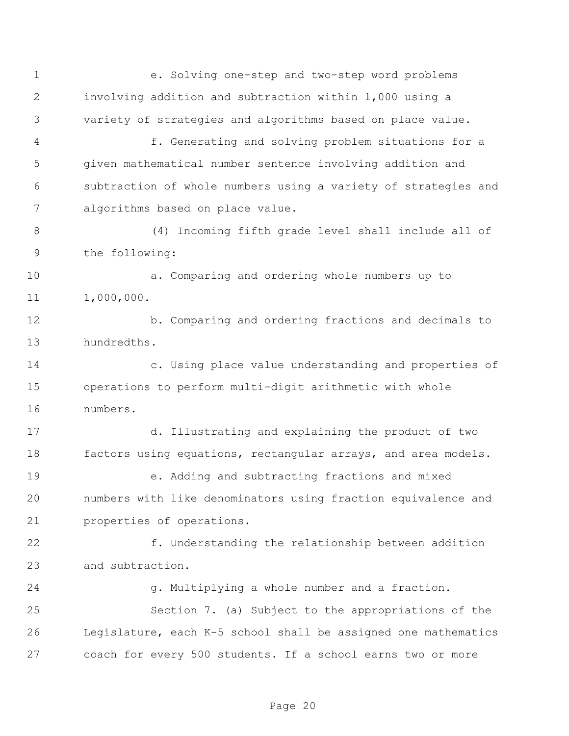e. Solving one-step and two-step word problems involving addition and subtraction within 1,000 using a variety of strategies and algorithms based on place value.

f. Generating and solving problem situations for a given mathematical number sentence involving addition and subtraction of whole numbers using a variety of strategies and algorithms based on place value.

(4) Incoming fifth grade level shall include all of the following:

a. Comparing and ordering whole numbers up to 1,000,000.

b. Comparing and ordering fractions and decimals to hundredths.

c. Using place value understanding and properties of operations to perform multi-digit arithmetic with whole numbers.

d. Illustrating and explaining the product of two factors using equations, rectangular arrays, and area models.

e. Adding and subtracting fractions and mixed numbers with like denominators using fraction equivalence and properties of operations.

f. Understanding the relationship between addition and subtraction.

g. Multiplying a whole number and a fraction.

Section 7. (a) Subject to the appropriations of the Legislature, each K-5 school shall be assigned one mathematics coach for every 500 students. If a school earns two or more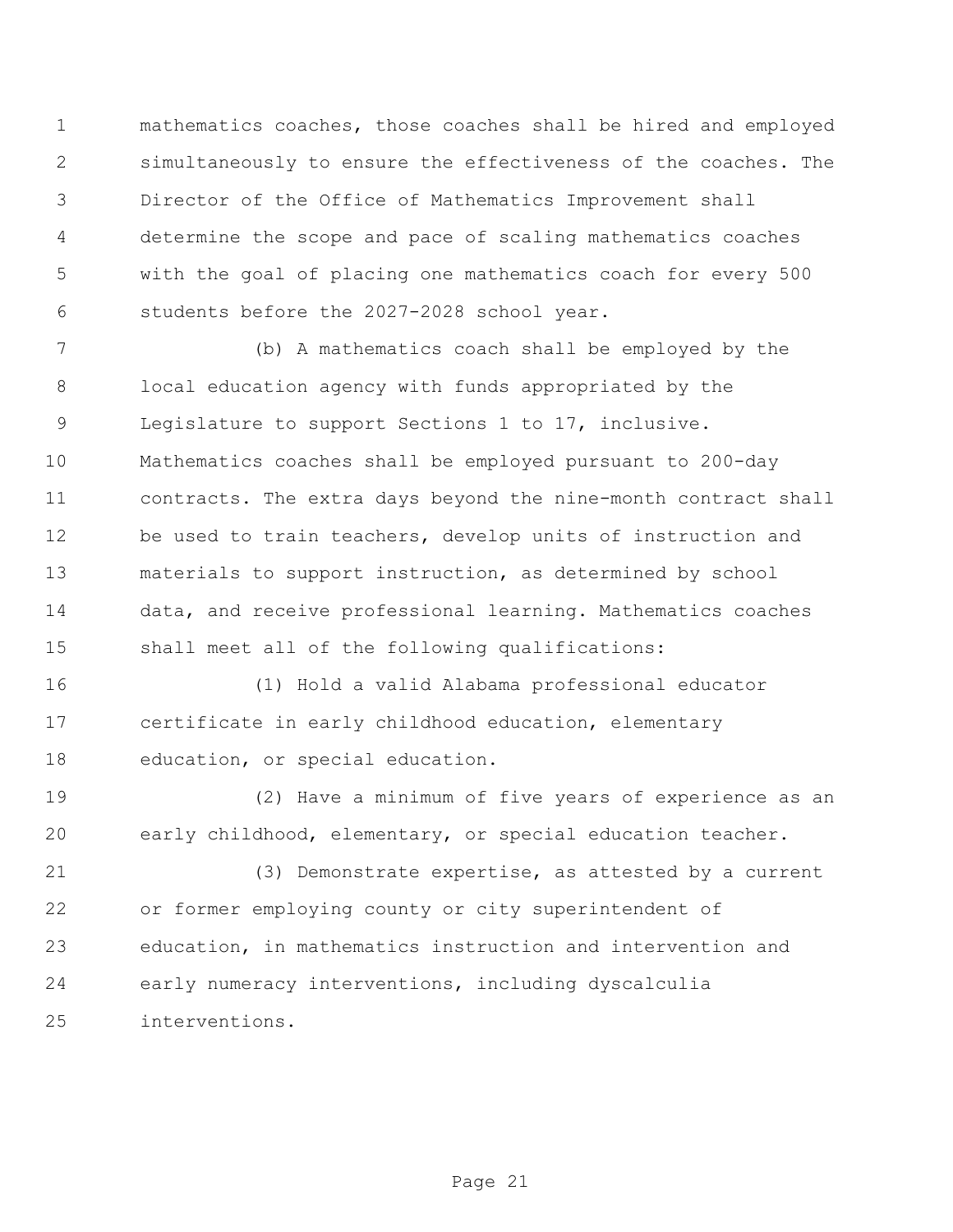mathematics coaches, those coaches shall be hired and employed simultaneously to ensure the effectiveness of the coaches. The Director of the Office of Mathematics Improvement shall determine the scope and pace of scaling mathematics coaches with the goal of placing one mathematics coach for every 500 students before the 2027-2028 school year.

(b) A mathematics coach shall be employed by the local education agency with funds appropriated by the Legislature to support Sections 1 to 17, inclusive. Mathematics coaches shall be employed pursuant to 200-day contracts. The extra days beyond the nine-month contract shall be used to train teachers, develop units of instruction and materials to support instruction, as determined by school data, and receive professional learning. Mathematics coaches shall meet all of the following qualifications:

(1) Hold a valid Alabama professional educator certificate in early childhood education, elementary education, or special education.

(2) Have a minimum of five years of experience as an early childhood, elementary, or special education teacher.

(3) Demonstrate expertise, as attested by a current or former employing county or city superintendent of education, in mathematics instruction and intervention and early numeracy interventions, including dyscalculia interventions.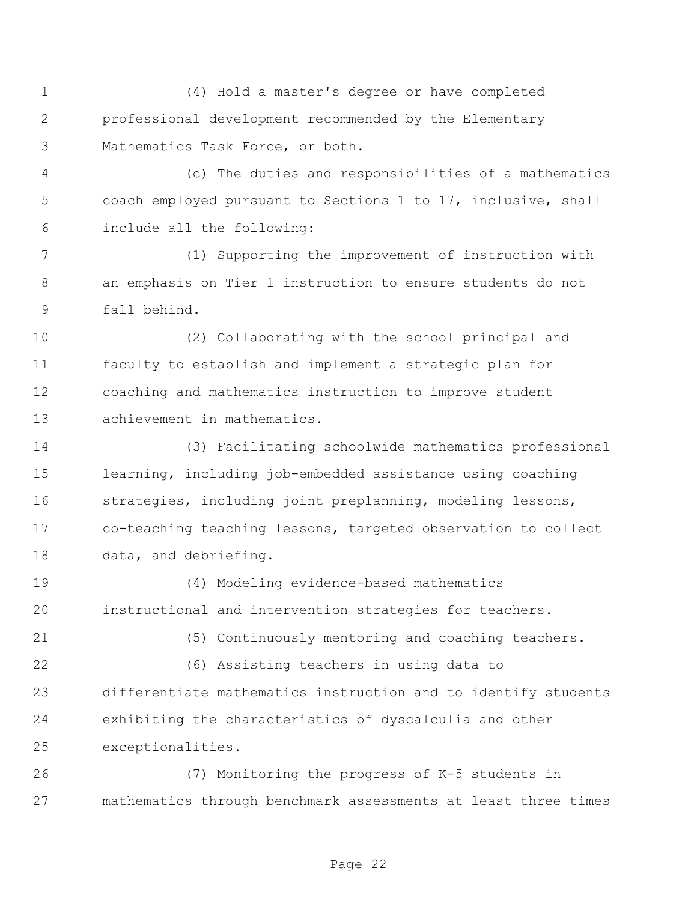(4) Hold a master's degree or have completed professional development recommended by the Elementary Mathematics Task Force, or both.

(c) The duties and responsibilities of a mathematics coach employed pursuant to Sections 1 to 17, inclusive, shall include all the following:

(1) Supporting the improvement of instruction with an emphasis on Tier 1 instruction to ensure students do not fall behind.

(2) Collaborating with the school principal and faculty to establish and implement a strategic plan for coaching and mathematics instruction to improve student achievement in mathematics.

(3) Facilitating schoolwide mathematics professional learning, including job-embedded assistance using coaching strategies, including joint preplanning, modeling lessons, co-teaching teaching lessons, targeted observation to collect data, and debriefing.

(4) Modeling evidence-based mathematics instructional and intervention strategies for teachers.

(5) Continuously mentoring and coaching teachers.

(6) Assisting teachers in using data to differentiate mathematics instruction and to identify students exhibiting the characteristics of dyscalculia and other exceptionalities.

(7) Monitoring the progress of K-5 students in mathematics through benchmark assessments at least three times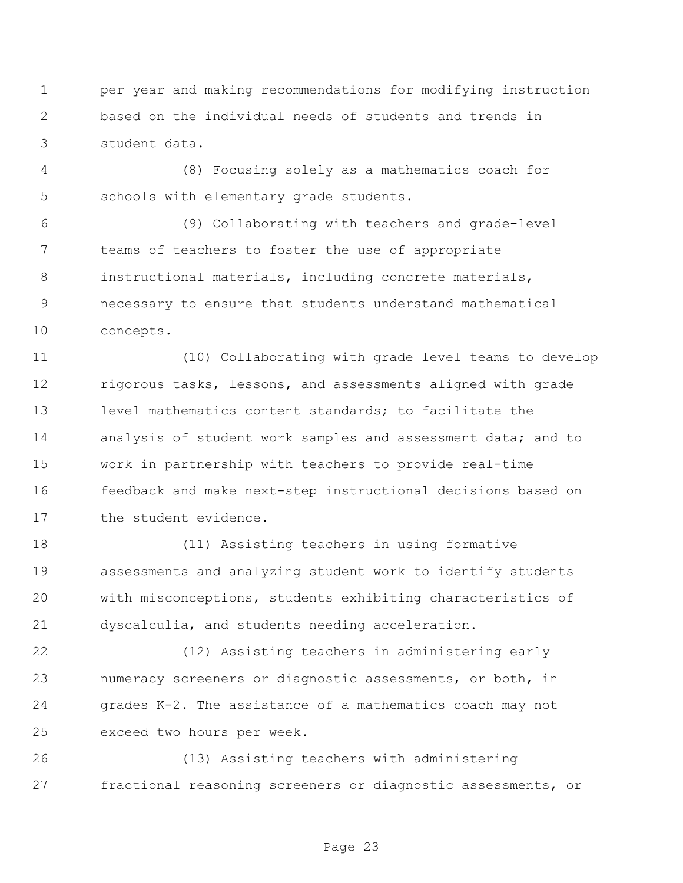per year and making recommendations for modifying instruction based on the individual needs of students and trends in student data.

(8) Focusing solely as a mathematics coach for schools with elementary grade students.

(9) Collaborating with teachers and grade-level teams of teachers to foster the use of appropriate instructional materials, including concrete materials, necessary to ensure that students understand mathematical concepts.

(10) Collaborating with grade level teams to develop rigorous tasks, lessons, and assessments aligned with grade level mathematics content standards; to facilitate the analysis of student work samples and assessment data; and to work in partnership with teachers to provide real-time feedback and make next-step instructional decisions based on the student evidence.

(11) Assisting teachers in using formative assessments and analyzing student work to identify students with misconceptions, students exhibiting characteristics of dyscalculia, and students needing acceleration.

(12) Assisting teachers in administering early numeracy screeners or diagnostic assessments, or both, in grades K-2. The assistance of a mathematics coach may not exceed two hours per week.

(13) Assisting teachers with administering fractional reasoning screeners or diagnostic assessments, or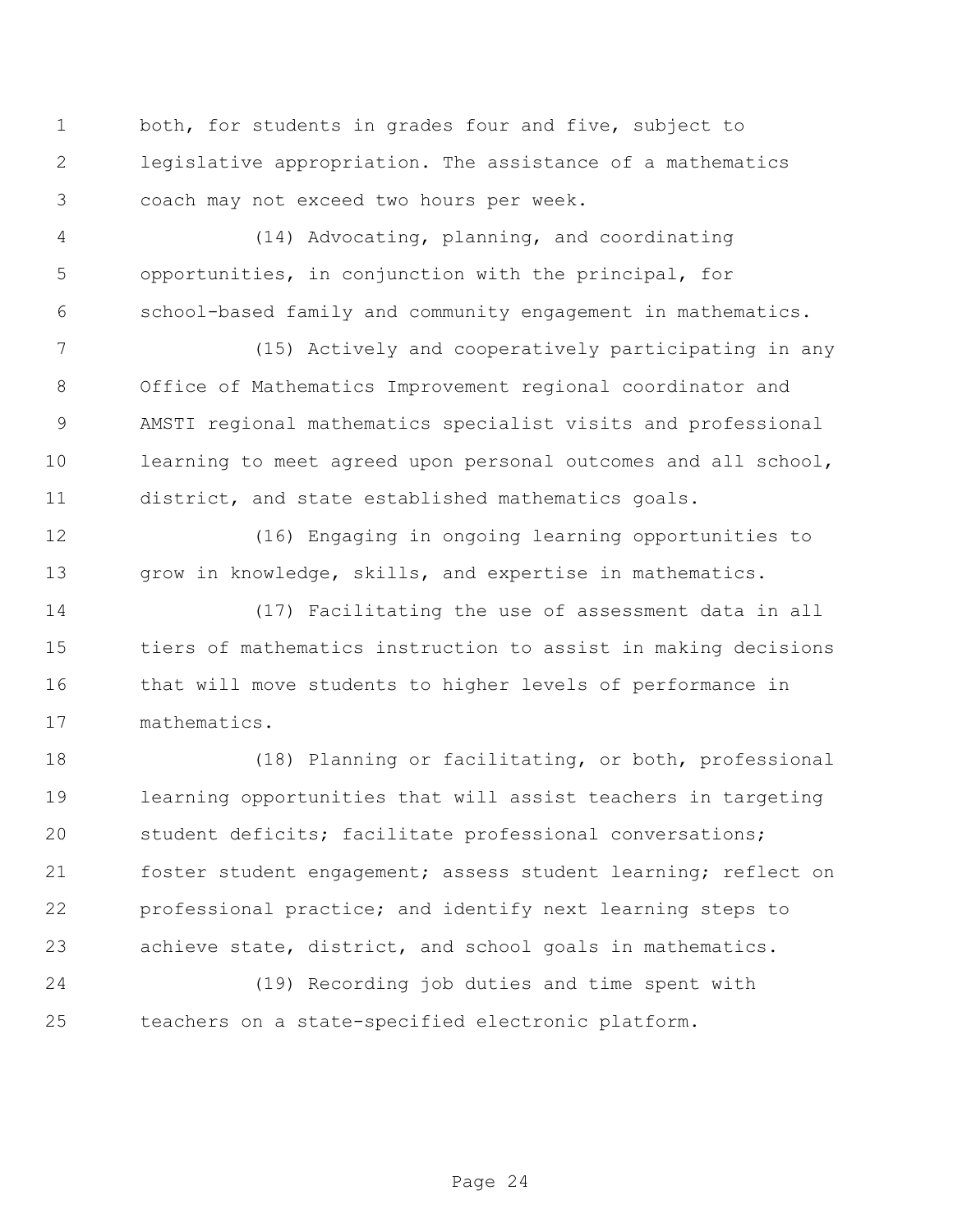both, for students in grades four and five, subject to legislative appropriation. The assistance of a mathematics coach may not exceed two hours per week.

(14) Advocating, planning, and coordinating opportunities, in conjunction with the principal, for school-based family and community engagement in mathematics.

(15) Actively and cooperatively participating in any Office of Mathematics Improvement regional coordinator and AMSTI regional mathematics specialist visits and professional learning to meet agreed upon personal outcomes and all school, district, and state established mathematics goals.

(16) Engaging in ongoing learning opportunities to grow in knowledge, skills, and expertise in mathematics.

(17) Facilitating the use of assessment data in all tiers of mathematics instruction to assist in making decisions that will move students to higher levels of performance in mathematics.

(18) Planning or facilitating, or both, professional learning opportunities that will assist teachers in targeting student deficits; facilitate professional conversations; foster student engagement; assess student learning; reflect on professional practice; and identify next learning steps to achieve state, district, and school goals in mathematics.

(19) Recording job duties and time spent with teachers on a state-specified electronic platform.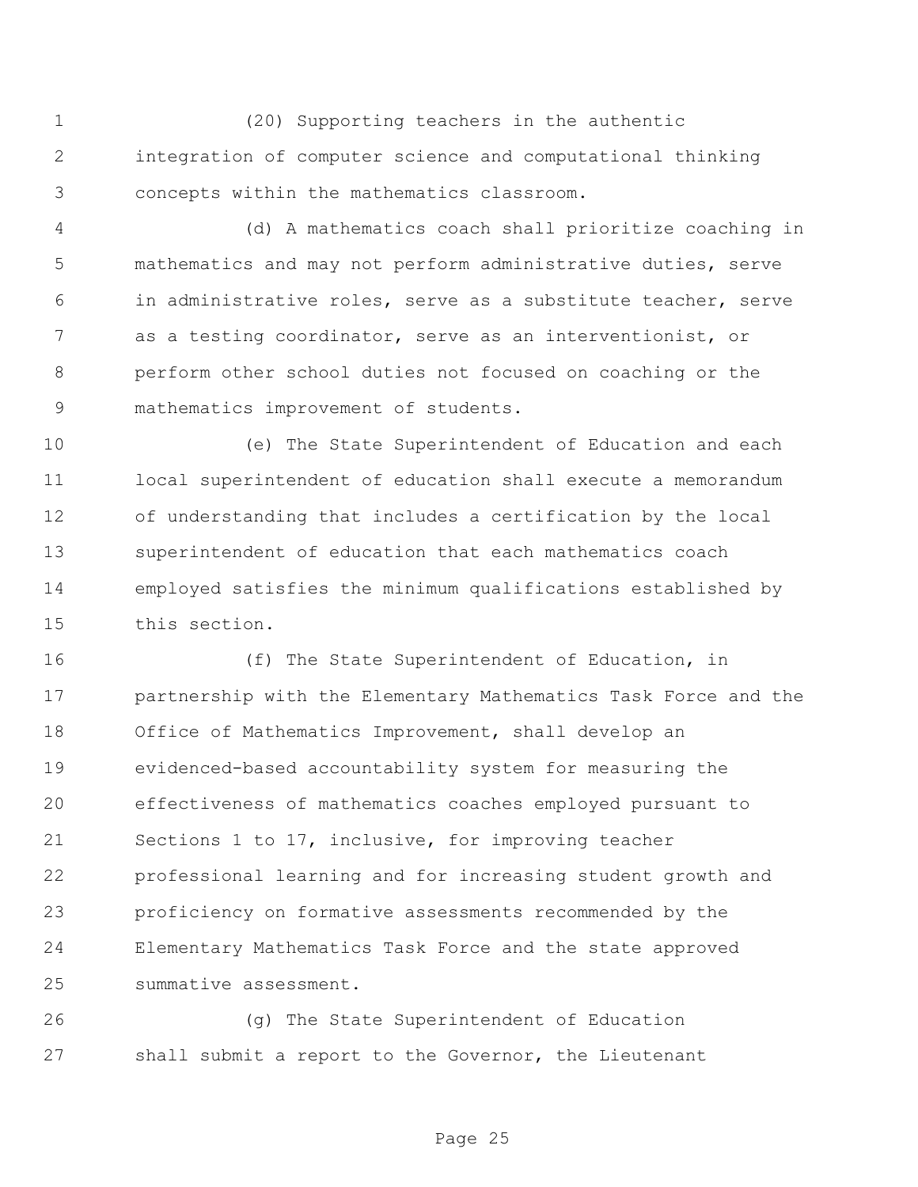(20) Supporting teachers in the authentic integration of computer science and computational thinking concepts within the mathematics classroom.

(d) A mathematics coach shall prioritize coaching in mathematics and may not perform administrative duties, serve in administrative roles, serve as a substitute teacher, serve as a testing coordinator, serve as an interventionist, or perform other school duties not focused on coaching or the mathematics improvement of students.

(e) The State Superintendent of Education and each local superintendent of education shall execute a memorandum of understanding that includes a certification by the local superintendent of education that each mathematics coach employed satisfies the minimum qualifications established by this section.

(f) The State Superintendent of Education, in partnership with the Elementary Mathematics Task Force and the Office of Mathematics Improvement, shall develop an evidenced-based accountability system for measuring the effectiveness of mathematics coaches employed pursuant to Sections 1 to 17, inclusive, for improving teacher professional learning and for increasing student growth and proficiency on formative assessments recommended by the Elementary Mathematics Task Force and the state approved summative assessment.

(g) The State Superintendent of Education shall submit a report to the Governor, the Lieutenant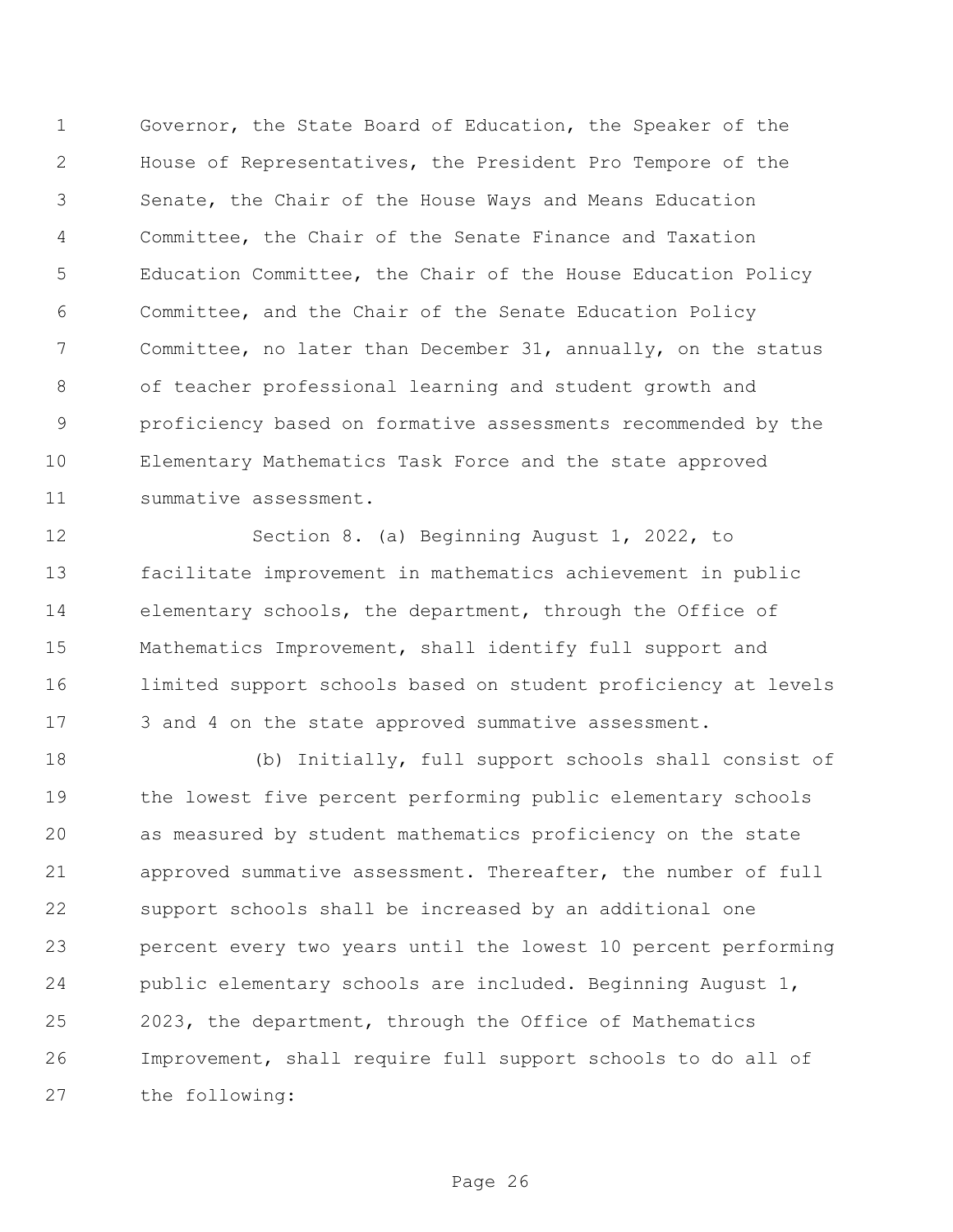Governor, the State Board of Education, the Speaker of the House of Representatives, the President Pro Tempore of the Senate, the Chair of the House Ways and Means Education Committee, the Chair of the Senate Finance and Taxation Education Committee, the Chair of the House Education Policy Committee, and the Chair of the Senate Education Policy Committee, no later than December 31, annually, on the status of teacher professional learning and student growth and proficiency based on formative assessments recommended by the Elementary Mathematics Task Force and the state approved summative assessment.

Section 8. (a) Beginning August 1, 2022, to facilitate improvement in mathematics achievement in public elementary schools, the department, through the Office of Mathematics Improvement, shall identify full support and limited support schools based on student proficiency at levels 3 and 4 on the state approved summative assessment.

(b) Initially, full support schools shall consist of the lowest five percent performing public elementary schools as measured by student mathematics proficiency on the state approved summative assessment. Thereafter, the number of full support schools shall be increased by an additional one percent every two years until the lowest 10 percent performing public elementary schools are included. Beginning August 1, 2023, the department, through the Office of Mathematics Improvement, shall require full support schools to do all of the following: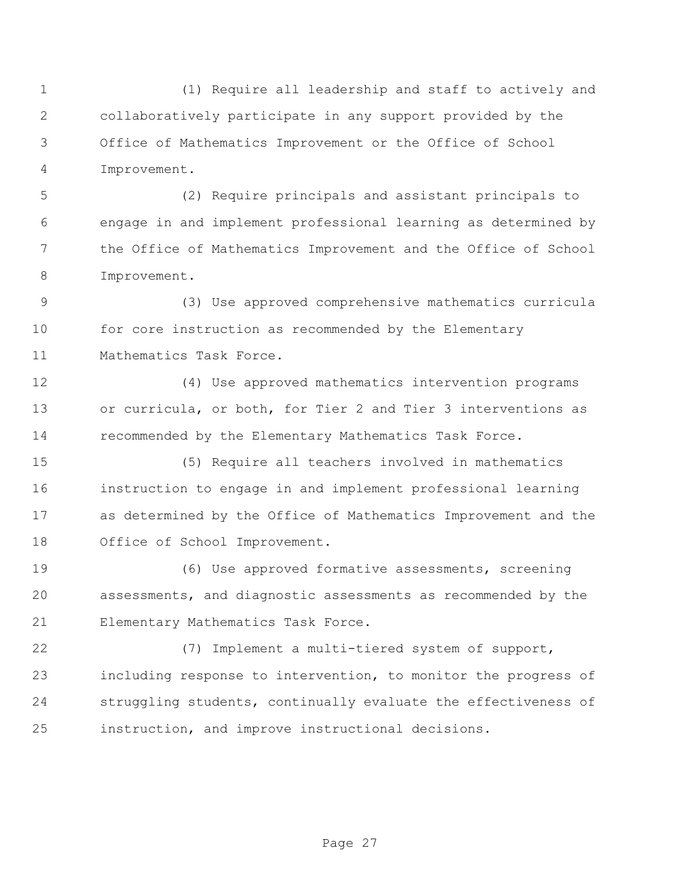(1) Require all leadership and staff to actively and collaboratively participate in any support provided by the Office of Mathematics Improvement or the Office of School Improvement.

(2) Require principals and assistant principals to engage in and implement professional learning as determined by the Office of Mathematics Improvement and the Office of School Improvement.

(3) Use approved comprehensive mathematics curricula for core instruction as recommended by the Elementary Mathematics Task Force.

(4) Use approved mathematics intervention programs or curricula, or both, for Tier 2 and Tier 3 interventions as recommended by the Elementary Mathematics Task Force.

(5) Require all teachers involved in mathematics instruction to engage in and implement professional learning as determined by the Office of Mathematics Improvement and the Office of School Improvement.

(6) Use approved formative assessments, screening assessments, and diagnostic assessments as recommended by the Elementary Mathematics Task Force.

(7) Implement a multi-tiered system of support, including response to intervention, to monitor the progress of struggling students, continually evaluate the effectiveness of instruction, and improve instructional decisions.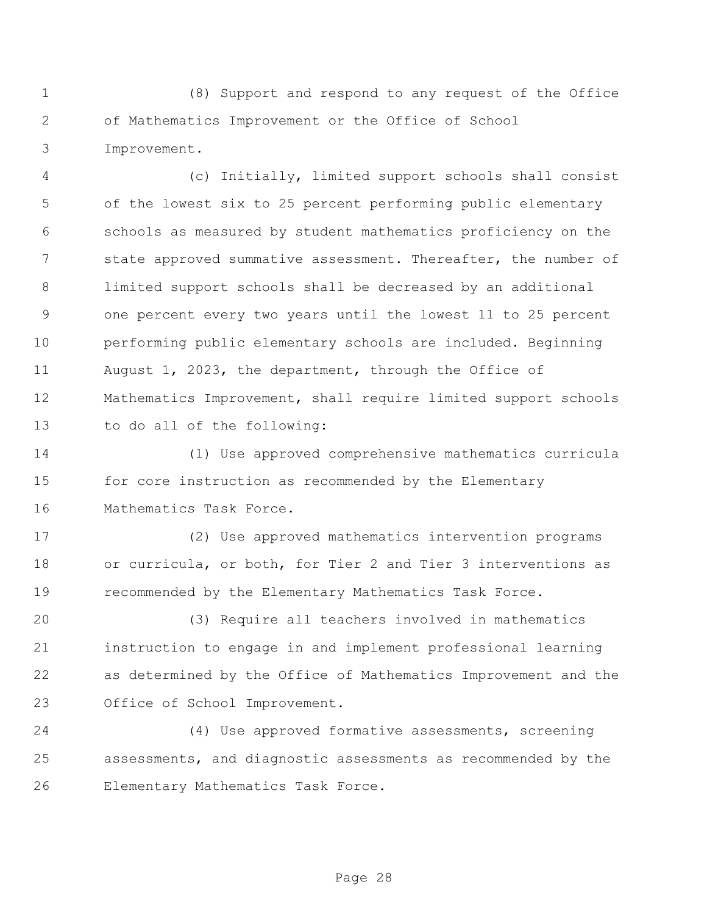(8) Support and respond to any request of the Office of Mathematics Improvement or the Office of School Improvement.

(c) Initially, limited support schools shall consist of the lowest six to 25 percent performing public elementary schools as measured by student mathematics proficiency on the state approved summative assessment. Thereafter, the number of limited support schools shall be decreased by an additional one percent every two years until the lowest 11 to 25 percent performing public elementary schools are included. Beginning August 1, 2023, the department, through the Office of Mathematics Improvement, shall require limited support schools to do all of the following:

(1) Use approved comprehensive mathematics curricula for core instruction as recommended by the Elementary Mathematics Task Force.

(2) Use approved mathematics intervention programs or curricula, or both, for Tier 2 and Tier 3 interventions as recommended by the Elementary Mathematics Task Force.

(3) Require all teachers involved in mathematics instruction to engage in and implement professional learning as determined by the Office of Mathematics Improvement and the Office of School Improvement.

(4) Use approved formative assessments, screening assessments, and diagnostic assessments as recommended by the Elementary Mathematics Task Force.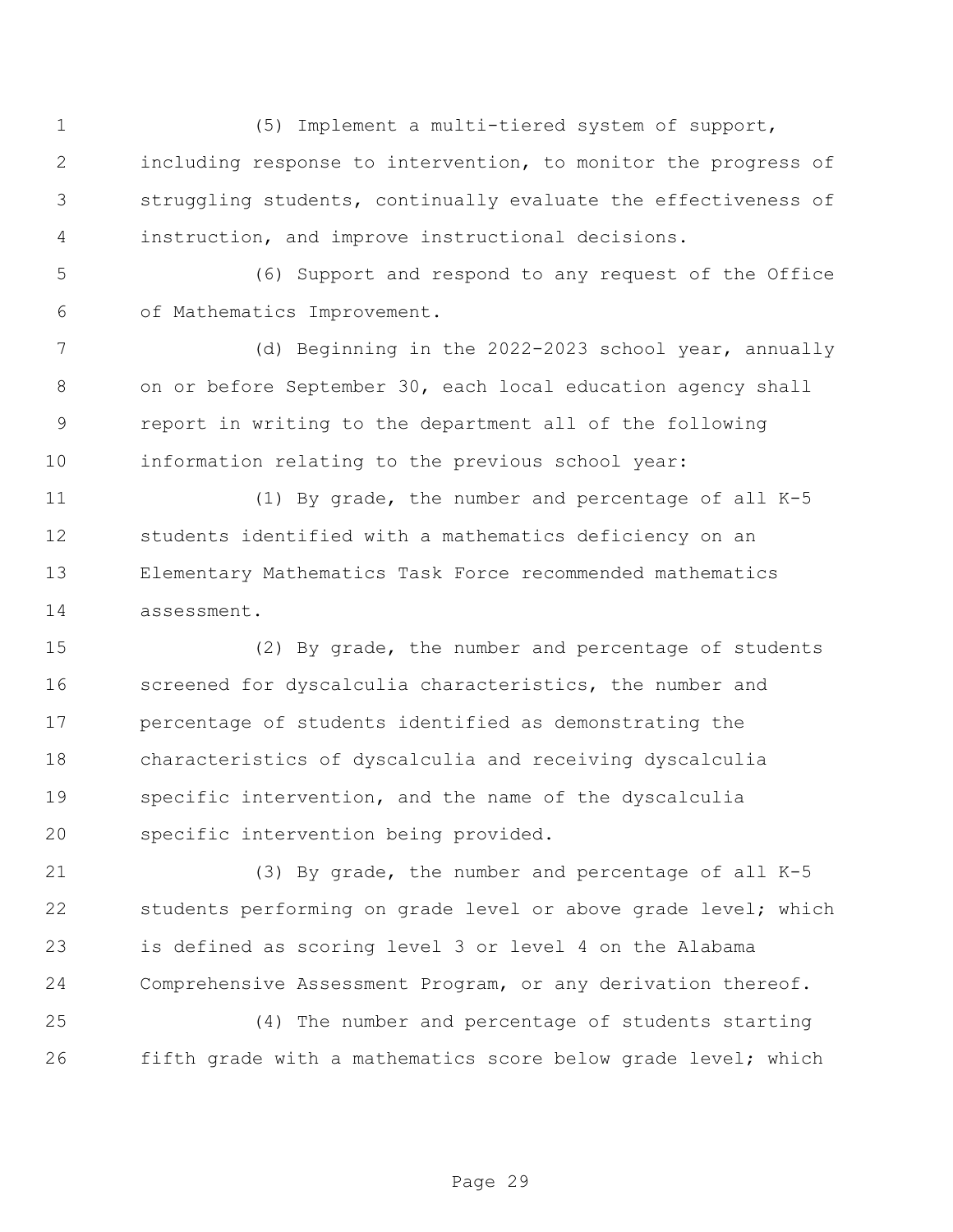(5) Implement a multi-tiered system of support, including response to intervention, to monitor the progress of struggling students, continually evaluate the effectiveness of instruction, and improve instructional decisions.

(6) Support and respond to any request of the Office of Mathematics Improvement.

(d) Beginning in the 2022-2023 school year, annually on or before September 30, each local education agency shall report in writing to the department all of the following information relating to the previous school year:

(1) By grade, the number and percentage of all K-5 students identified with a mathematics deficiency on an Elementary Mathematics Task Force recommended mathematics assessment.

(2) By grade, the number and percentage of students screened for dyscalculia characteristics, the number and percentage of students identified as demonstrating the characteristics of dyscalculia and receiving dyscalculia specific intervention, and the name of the dyscalculia specific intervention being provided.

(3) By grade, the number and percentage of all K-5 students performing on grade level or above grade level; which is defined as scoring level 3 or level 4 on the Alabama Comprehensive Assessment Program, or any derivation thereof.

(4) The number and percentage of students starting fifth grade with a mathematics score below grade level; which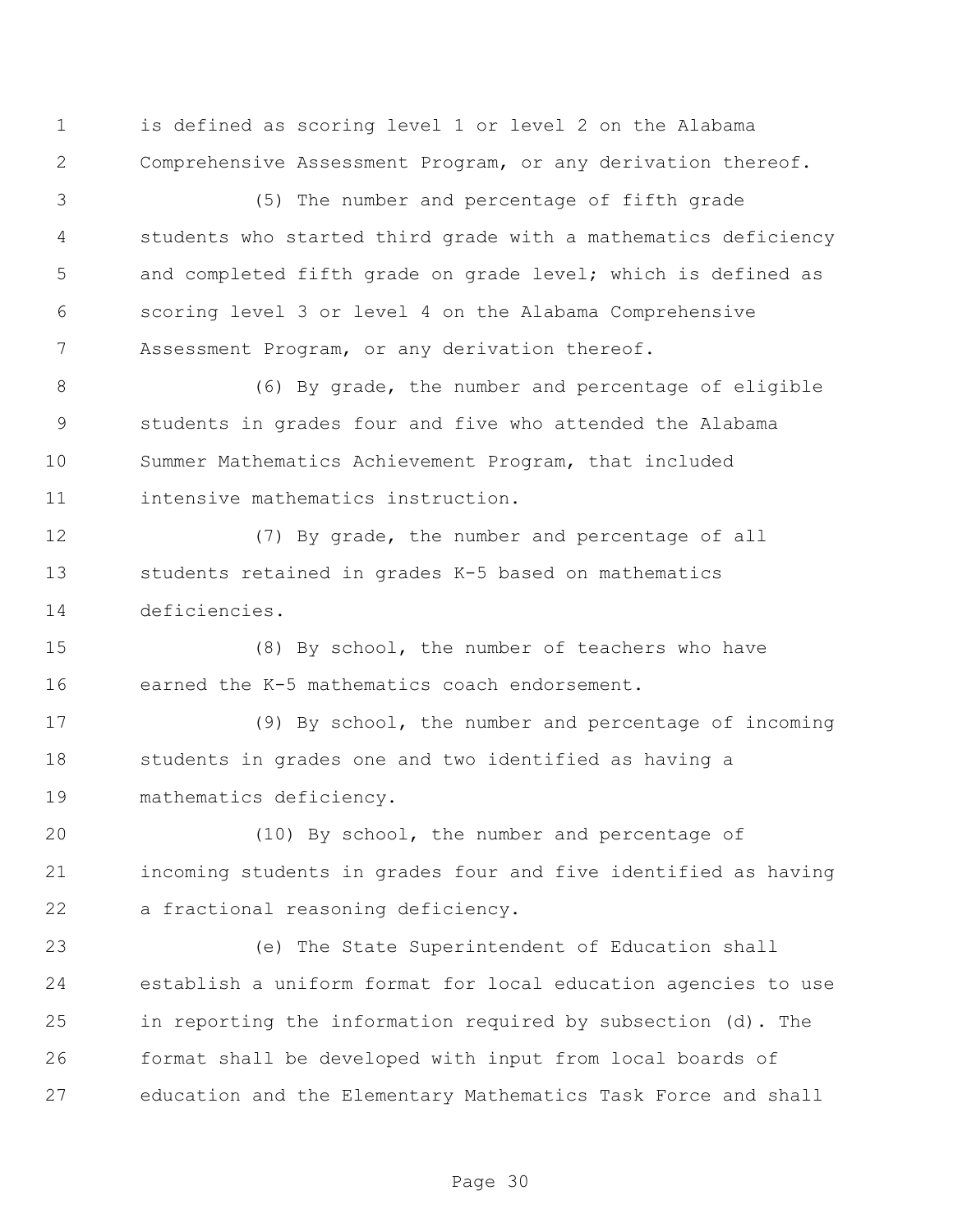is defined as scoring level 1 or level 2 on the Alabama Comprehensive Assessment Program, or any derivation thereof.

(5) The number and percentage of fifth grade students who started third grade with a mathematics deficiency and completed fifth grade on grade level; which is defined as scoring level 3 or level 4 on the Alabama Comprehensive Assessment Program, or any derivation thereof.

(6) By grade, the number and percentage of eligible students in grades four and five who attended the Alabama Summer Mathematics Achievement Program, that included intensive mathematics instruction.

(7) By grade, the number and percentage of all students retained in grades K-5 based on mathematics deficiencies.

(8) By school, the number of teachers who have earned the K-5 mathematics coach endorsement.

(9) By school, the number and percentage of incoming students in grades one and two identified as having a mathematics deficiency.

(10) By school, the number and percentage of incoming students in grades four and five identified as having a fractional reasoning deficiency.

(e) The State Superintendent of Education shall establish a uniform format for local education agencies to use in reporting the information required by subsection (d). The format shall be developed with input from local boards of education and the Elementary Mathematics Task Force and shall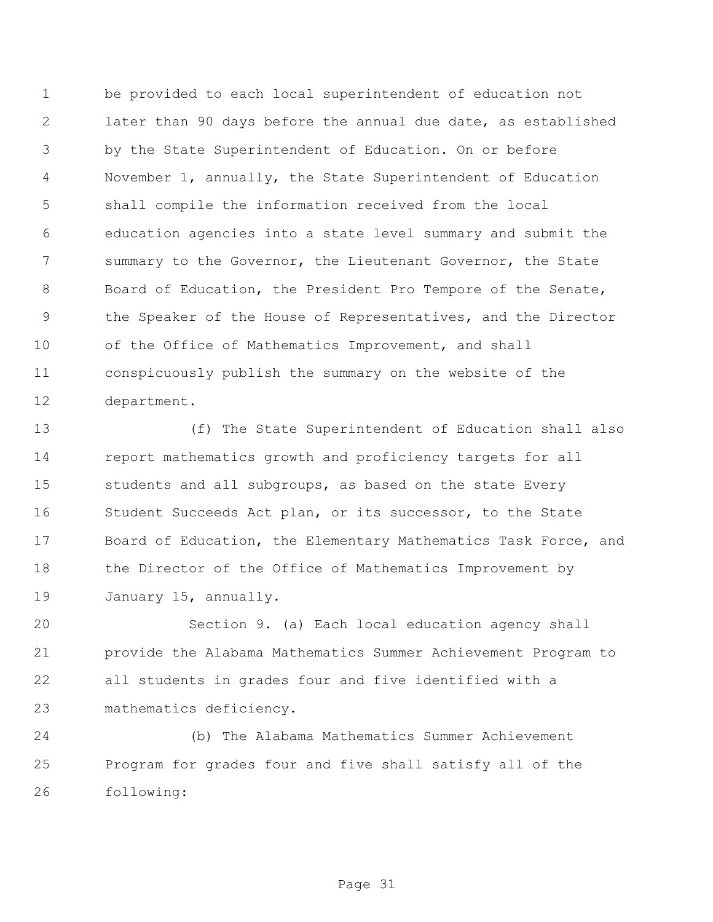be provided to each local superintendent of education not later than 90 days before the annual due date, as established by the State Superintendent of Education. On or before November 1, annually, the State Superintendent of Education shall compile the information received from the local education agencies into a state level summary and submit the summary to the Governor, the Lieutenant Governor, the State Board of Education, the President Pro Tempore of the Senate, the Speaker of the House of Representatives, and the Director of the Office of Mathematics Improvement, and shall conspicuously publish the summary on the website of the department.

(f) The State Superintendent of Education shall also report mathematics growth and proficiency targets for all students and all subgroups, as based on the state Every Student Succeeds Act plan, or its successor, to the State Board of Education, the Elementary Mathematics Task Force, and the Director of the Office of Mathematics Improvement by January 15, annually.

Section 9. (a) Each local education agency shall provide the Alabama Mathematics Summer Achievement Program to all students in grades four and five identified with a mathematics deficiency.

(b) The Alabama Mathematics Summer Achievement Program for grades four and five shall satisfy all of the following: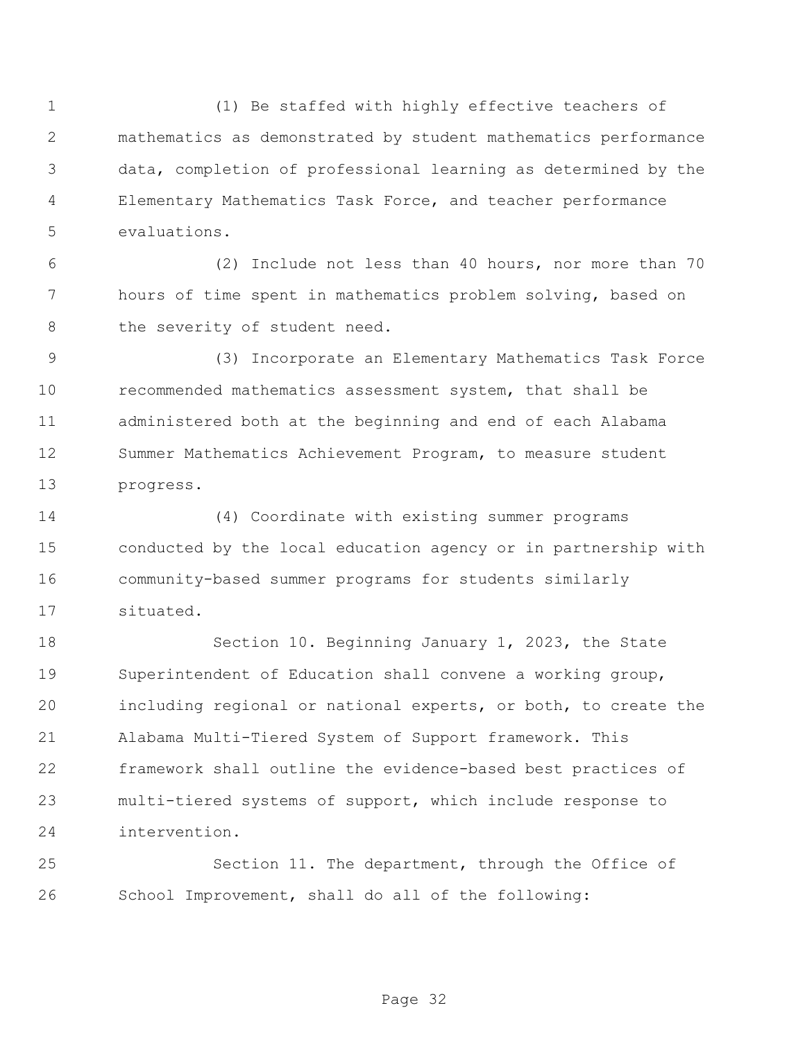(1) Be staffed with highly effective teachers of mathematics as demonstrated by student mathematics performance data, completion of professional learning as determined by the Elementary Mathematics Task Force, and teacher performance evaluations.

(2) Include not less than 40 hours, nor more than 70 hours of time spent in mathematics problem solving, based on the severity of student need.

(3) Incorporate an Elementary Mathematics Task Force recommended mathematics assessment system, that shall be administered both at the beginning and end of each Alabama Summer Mathematics Achievement Program, to measure student progress.

(4) Coordinate with existing summer programs conducted by the local education agency or in partnership with community-based summer programs for students similarly situated.

Section 10. Beginning January 1, 2023, the State Superintendent of Education shall convene a working group, including regional or national experts, or both, to create the Alabama Multi-Tiered System of Support framework. This framework shall outline the evidence-based best practices of multi-tiered systems of support, which include response to intervention.

Section 11. The department, through the Office of School Improvement, shall do all of the following: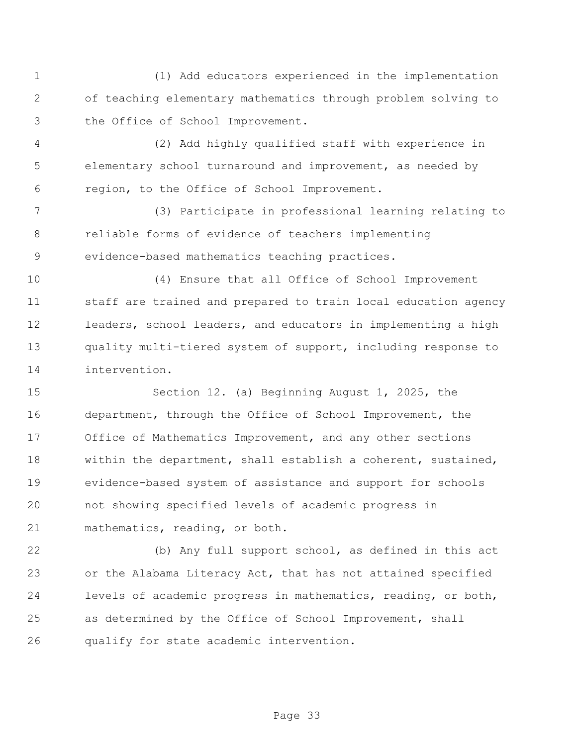(1) Add educators experienced in the implementation of teaching elementary mathematics through problem solving to the Office of School Improvement.

(2) Add highly qualified staff with experience in elementary school turnaround and improvement, as needed by region, to the Office of School Improvement.

(3) Participate in professional learning relating to reliable forms of evidence of teachers implementing evidence-based mathematics teaching practices.

(4) Ensure that all Office of School Improvement staff are trained and prepared to train local education agency leaders, school leaders, and educators in implementing a high quality multi-tiered system of support, including response to intervention.

Section 12. (a) Beginning August 1, 2025, the department, through the Office of School Improvement, the Office of Mathematics Improvement, and any other sections within the department, shall establish a coherent, sustained, evidence-based system of assistance and support for schools not showing specified levels of academic progress in mathematics, reading, or both.

(b) Any full support school, as defined in this act or the Alabama Literacy Act, that has not attained specified levels of academic progress in mathematics, reading, or both, as determined by the Office of School Improvement, shall qualify for state academic intervention.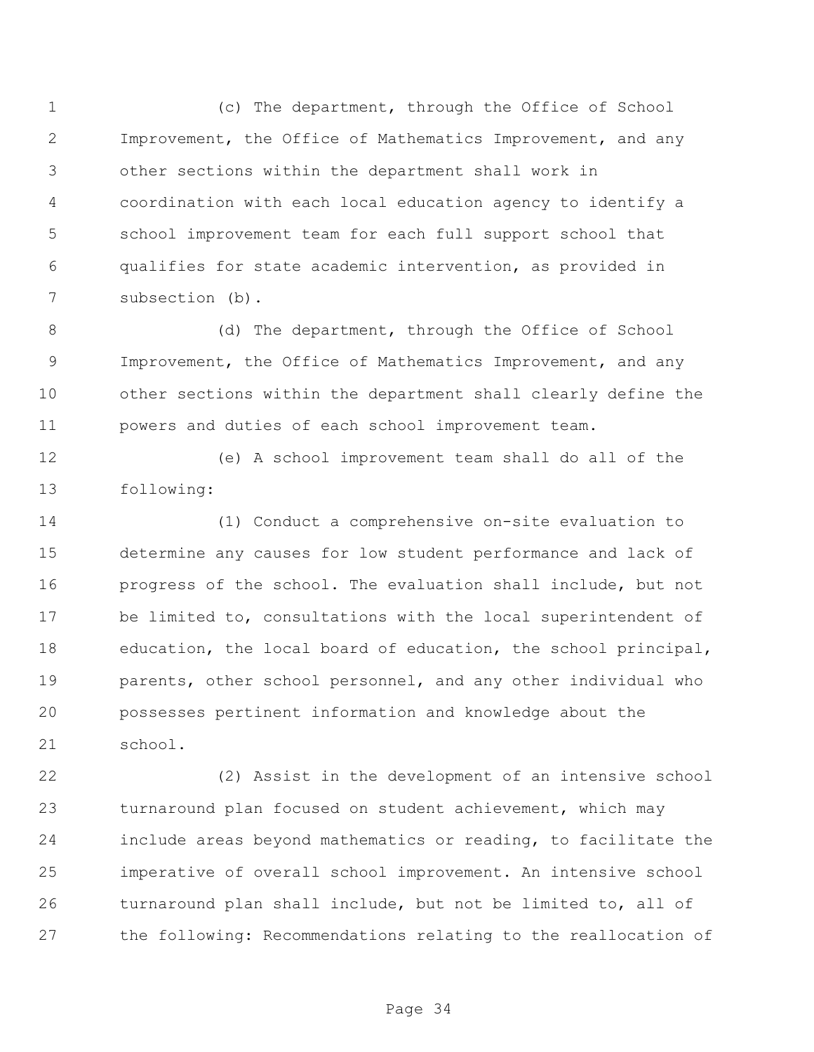(c) The department, through the Office of School Improvement, the Office of Mathematics Improvement, and any other sections within the department shall work in coordination with each local education agency to identify a school improvement team for each full support school that qualifies for state academic intervention, as provided in subsection (b).

(d) The department, through the Office of School Improvement, the Office of Mathematics Improvement, and any other sections within the department shall clearly define the powers and duties of each school improvement team.

(e) A school improvement team shall do all of the following:

(1) Conduct a comprehensive on-site evaluation to determine any causes for low student performance and lack of progress of the school. The evaluation shall include, but not be limited to, consultations with the local superintendent of education, the local board of education, the school principal, parents, other school personnel, and any other individual who possesses pertinent information and knowledge about the school.

(2) Assist in the development of an intensive school turnaround plan focused on student achievement, which may include areas beyond mathematics or reading, to facilitate the imperative of overall school improvement. An intensive school turnaround plan shall include, but not be limited to, all of the following: Recommendations relating to the reallocation of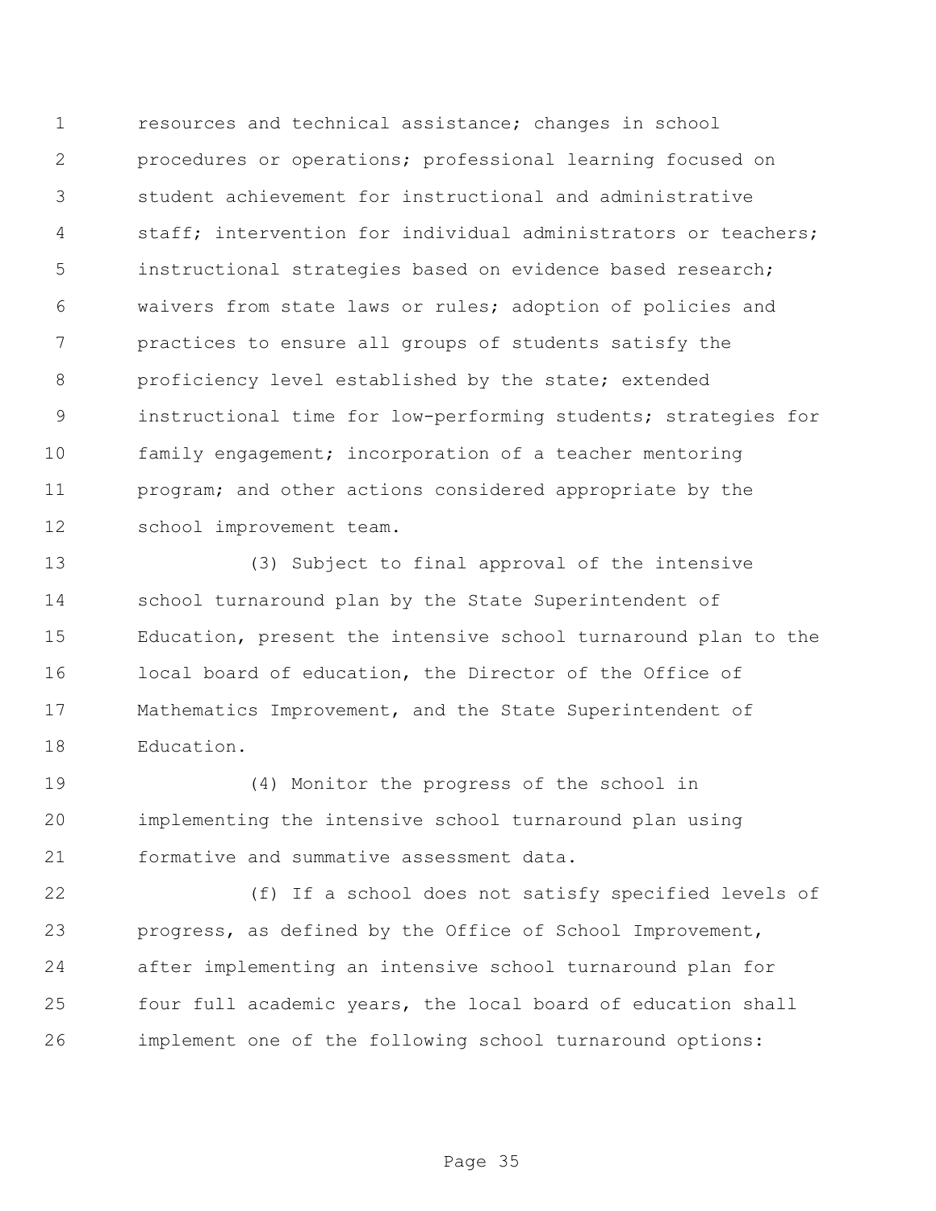resources and technical assistance; changes in school procedures or operations; professional learning focused on student achievement for instructional and administrative staff; intervention for individual administrators or teachers; instructional strategies based on evidence based research; waivers from state laws or rules; adoption of policies and practices to ensure all groups of students satisfy the proficiency level established by the state; extended instructional time for low-performing students; strategies for family engagement; incorporation of a teacher mentoring program; and other actions considered appropriate by the school improvement team.

(3) Subject to final approval of the intensive school turnaround plan by the State Superintendent of Education, present the intensive school turnaround plan to the local board of education, the Director of the Office of Mathematics Improvement, and the State Superintendent of Education.

(4) Monitor the progress of the school in implementing the intensive school turnaround plan using formative and summative assessment data.

(f) If a school does not satisfy specified levels of progress, as defined by the Office of School Improvement, after implementing an intensive school turnaround plan for four full academic years, the local board of education shall implement one of the following school turnaround options: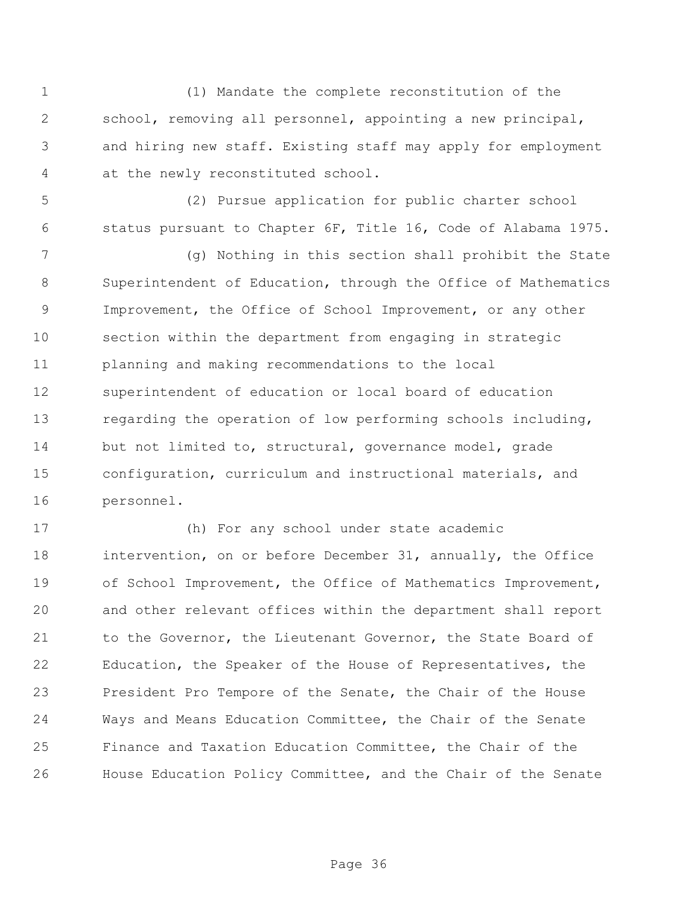(1) Mandate the complete reconstitution of the school, removing all personnel, appointing a new principal, and hiring new staff. Existing staff may apply for employment at the newly reconstituted school.

(2) Pursue application for public charter school status pursuant to Chapter 6F, Title 16, Code of Alabama 1975.

(g) Nothing in this section shall prohibit the State Superintendent of Education, through the Office of Mathematics Improvement, the Office of School Improvement, or any other section within the department from engaging in strategic planning and making recommendations to the local superintendent of education or local board of education regarding the operation of low performing schools including, but not limited to, structural, governance model, grade configuration, curriculum and instructional materials, and personnel.

(h) For any school under state academic intervention, on or before December 31, annually, the Office of School Improvement, the Office of Mathematics Improvement, and other relevant offices within the department shall report to the Governor, the Lieutenant Governor, the State Board of Education, the Speaker of the House of Representatives, the President Pro Tempore of the Senate, the Chair of the House Ways and Means Education Committee, the Chair of the Senate Finance and Taxation Education Committee, the Chair of the House Education Policy Committee, and the Chair of the Senate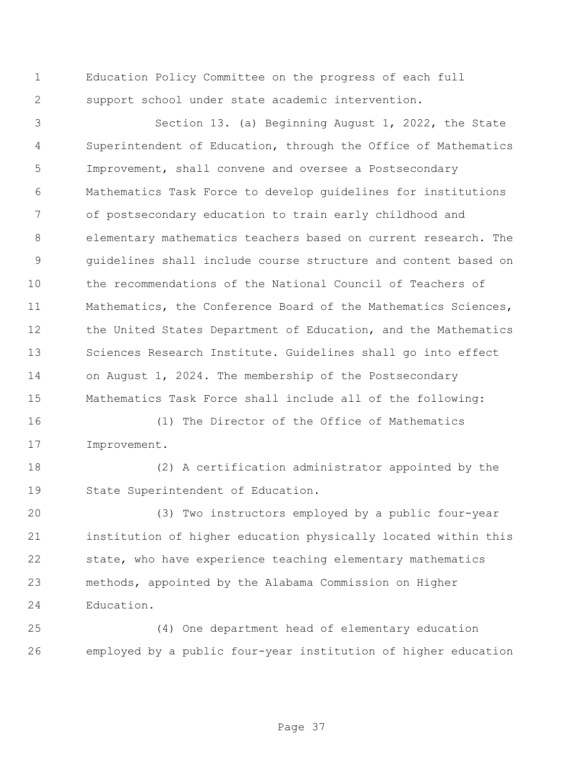Education Policy Committee on the progress of each full support school under state academic intervention.

Section 13. (a) Beginning August 1, 2022, the State Superintendent of Education, through the Office of Mathematics Improvement, shall convene and oversee a Postsecondary Mathematics Task Force to develop guidelines for institutions of postsecondary education to train early childhood and elementary mathematics teachers based on current research. The guidelines shall include course structure and content based on the recommendations of the National Council of Teachers of Mathematics, the Conference Board of the Mathematics Sciences, the United States Department of Education, and the Mathematics Sciences Research Institute. Guidelines shall go into effect on August 1, 2024. The membership of the Postsecondary Mathematics Task Force shall include all of the following:

(1) The Director of the Office of Mathematics Improvement.

(2) A certification administrator appointed by the State Superintendent of Education.

(3) Two instructors employed by a public four-year institution of higher education physically located within this state, who have experience teaching elementary mathematics methods, appointed by the Alabama Commission on Higher Education.

(4) One department head of elementary education employed by a public four-year institution of higher education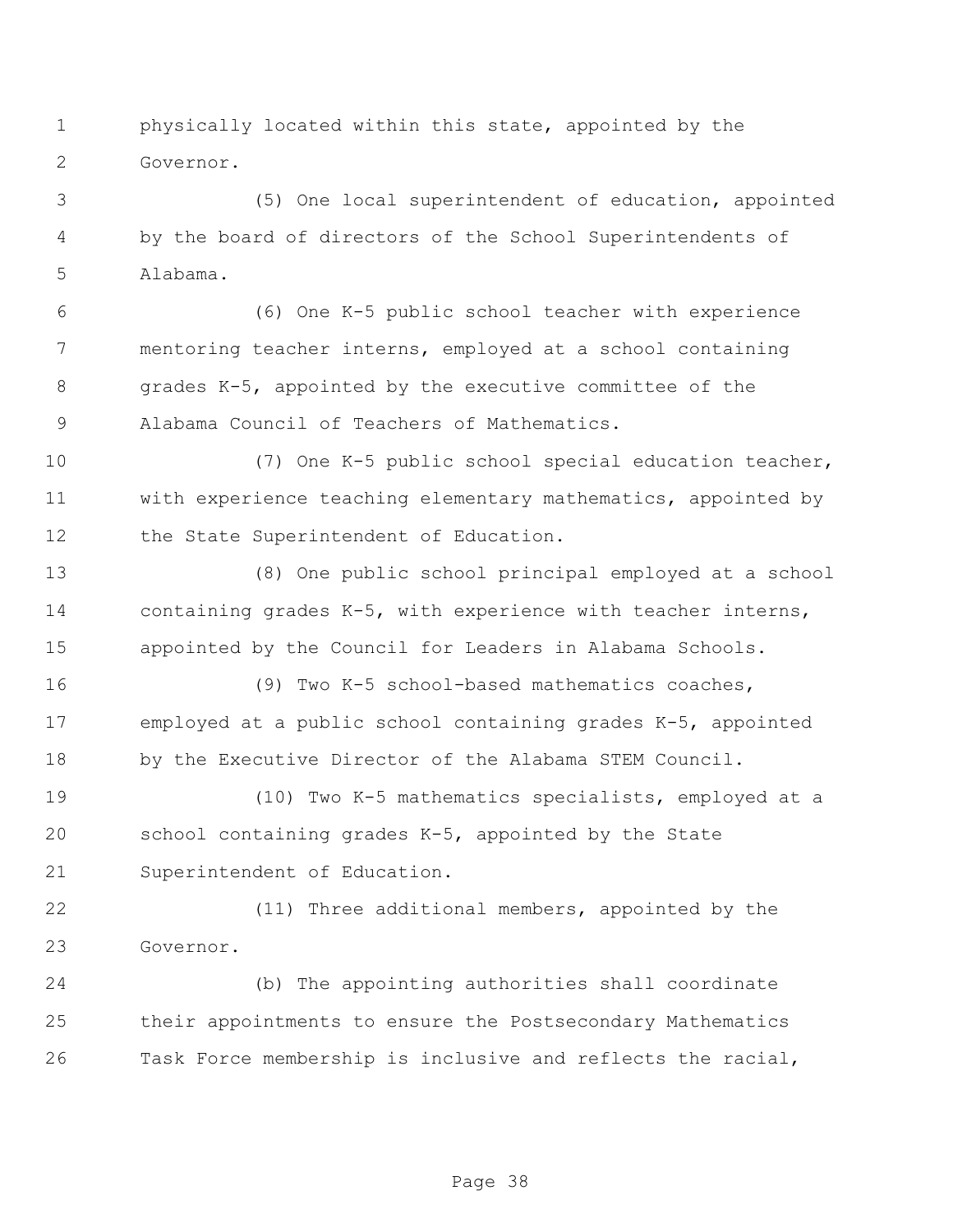physically located within this state, appointed by the Governor.

(5) One local superintendent of education, appointed by the board of directors of the School Superintendents of Alabama.

(6) One K-5 public school teacher with experience mentoring teacher interns, employed at a school containing grades K-5, appointed by the executive committee of the Alabama Council of Teachers of Mathematics.

(7) One K-5 public school special education teacher, with experience teaching elementary mathematics, appointed by the State Superintendent of Education.

(8) One public school principal employed at a school containing grades K-5, with experience with teacher interns, appointed by the Council for Leaders in Alabama Schools.

(9) Two K-5 school-based mathematics coaches, employed at a public school containing grades K-5, appointed by the Executive Director of the Alabama STEM Council.

(10) Two K-5 mathematics specialists, employed at a school containing grades K-5, appointed by the State Superintendent of Education.

(11) Three additional members, appointed by the Governor.

(b) The appointing authorities shall coordinate their appointments to ensure the Postsecondary Mathematics Task Force membership is inclusive and reflects the racial,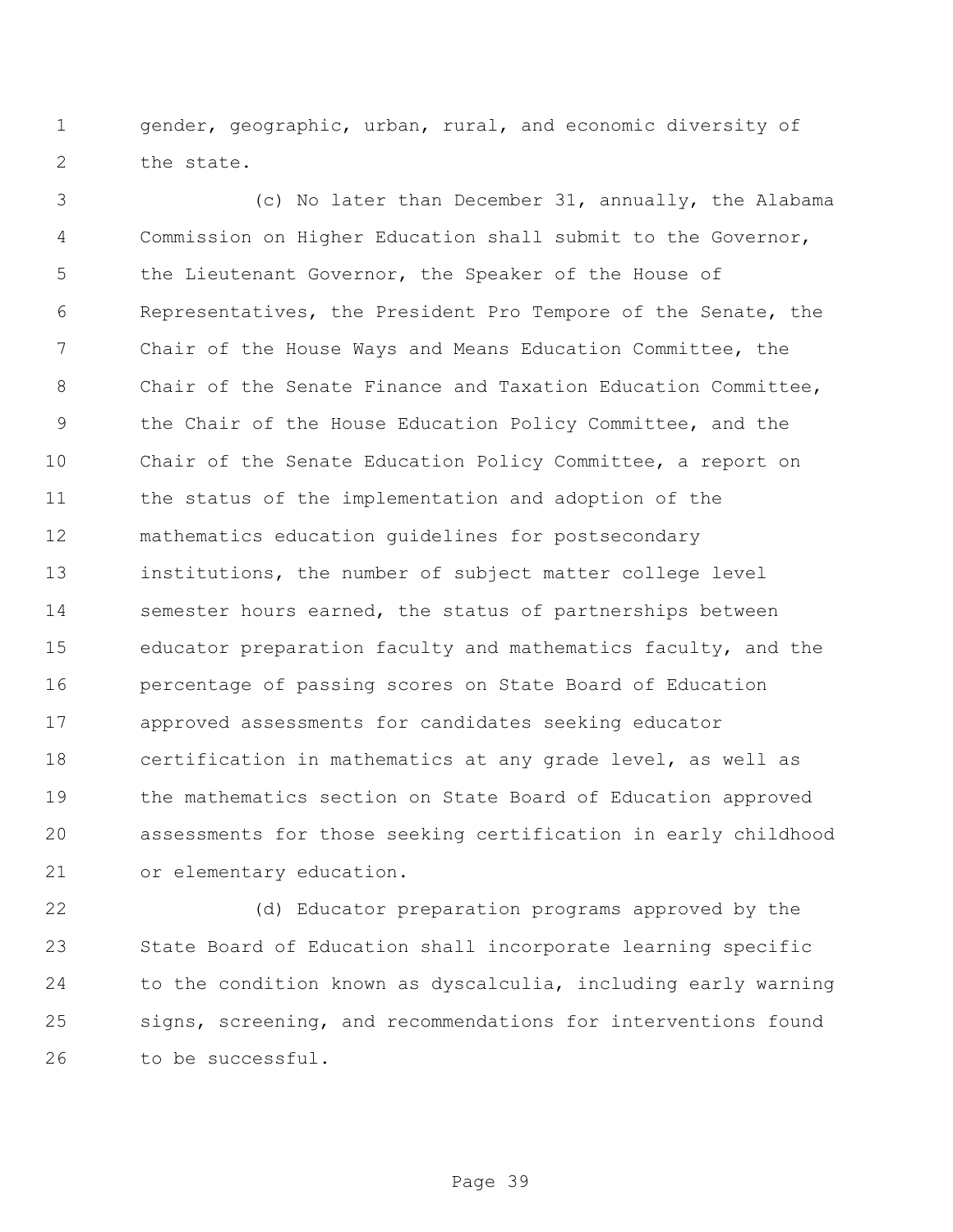gender, geographic, urban, rural, and economic diversity of the state.

(c) No later than December 31, annually, the Alabama Commission on Higher Education shall submit to the Governor, the Lieutenant Governor, the Speaker of the House of Representatives, the President Pro Tempore of the Senate, the Chair of the House Ways and Means Education Committee, the Chair of the Senate Finance and Taxation Education Committee, the Chair of the House Education Policy Committee, and the Chair of the Senate Education Policy Committee, a report on the status of the implementation and adoption of the mathematics education guidelines for postsecondary institutions, the number of subject matter college level semester hours earned, the status of partnerships between educator preparation faculty and mathematics faculty, and the percentage of passing scores on State Board of Education approved assessments for candidates seeking educator certification in mathematics at any grade level, as well as the mathematics section on State Board of Education approved assessments for those seeking certification in early childhood or elementary education.

(d) Educator preparation programs approved by the State Board of Education shall incorporate learning specific to the condition known as dyscalculia, including early warning signs, screening, and recommendations for interventions found to be successful.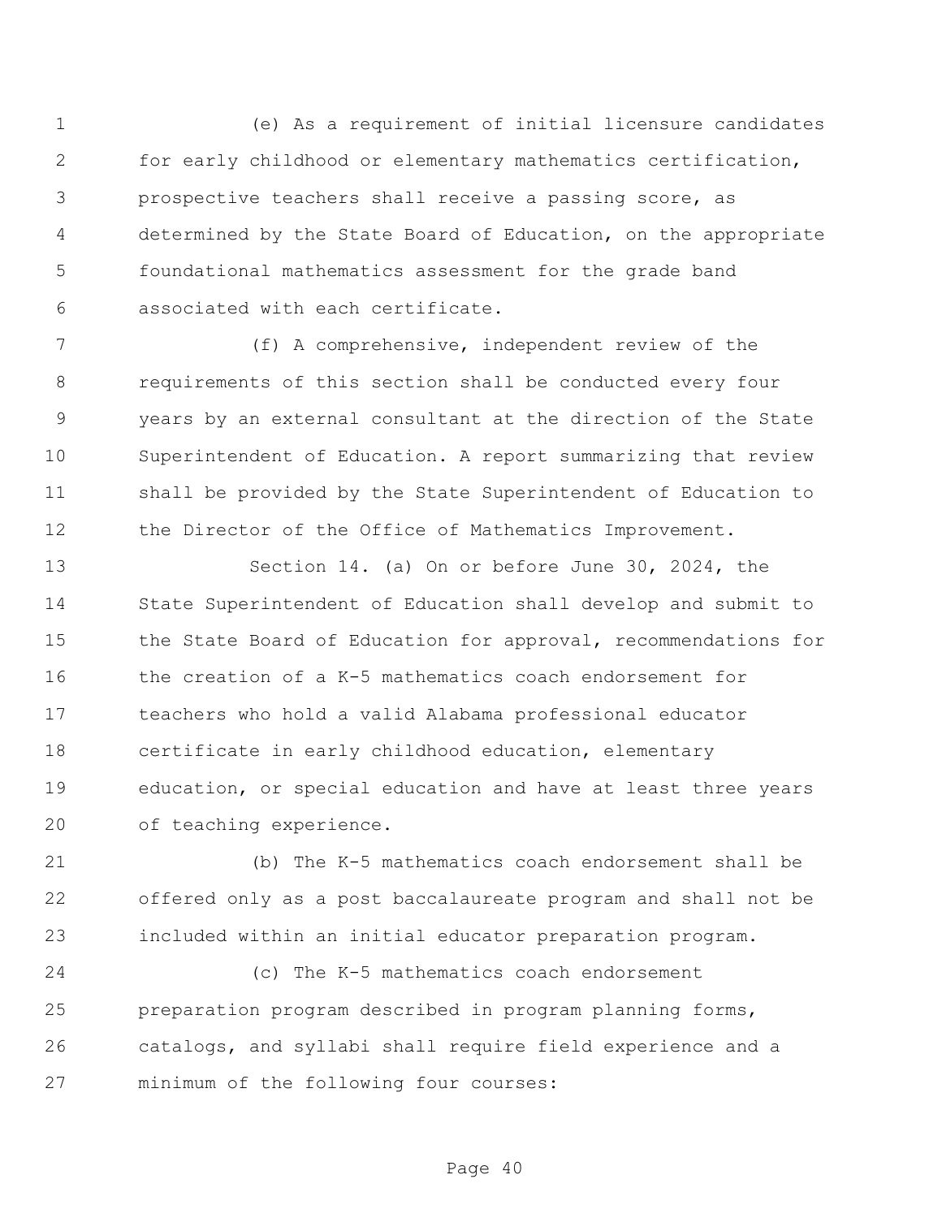(e) As a requirement of initial licensure candidates for early childhood or elementary mathematics certification, prospective teachers shall receive a passing score, as determined by the State Board of Education, on the appropriate foundational mathematics assessment for the grade band associated with each certificate.

(f) A comprehensive, independent review of the requirements of this section shall be conducted every four years by an external consultant at the direction of the State Superintendent of Education. A report summarizing that review shall be provided by the State Superintendent of Education to the Director of the Office of Mathematics Improvement.

Section 14. (a) On or before June 30, 2024, the State Superintendent of Education shall develop and submit to the State Board of Education for approval, recommendations for the creation of a K-5 mathematics coach endorsement for teachers who hold a valid Alabama professional educator certificate in early childhood education, elementary education, or special education and have at least three years of teaching experience.

(b) The K-5 mathematics coach endorsement shall be offered only as a post baccalaureate program and shall not be included within an initial educator preparation program.

(c) The K-5 mathematics coach endorsement preparation program described in program planning forms, catalogs, and syllabi shall require field experience and a minimum of the following four courses: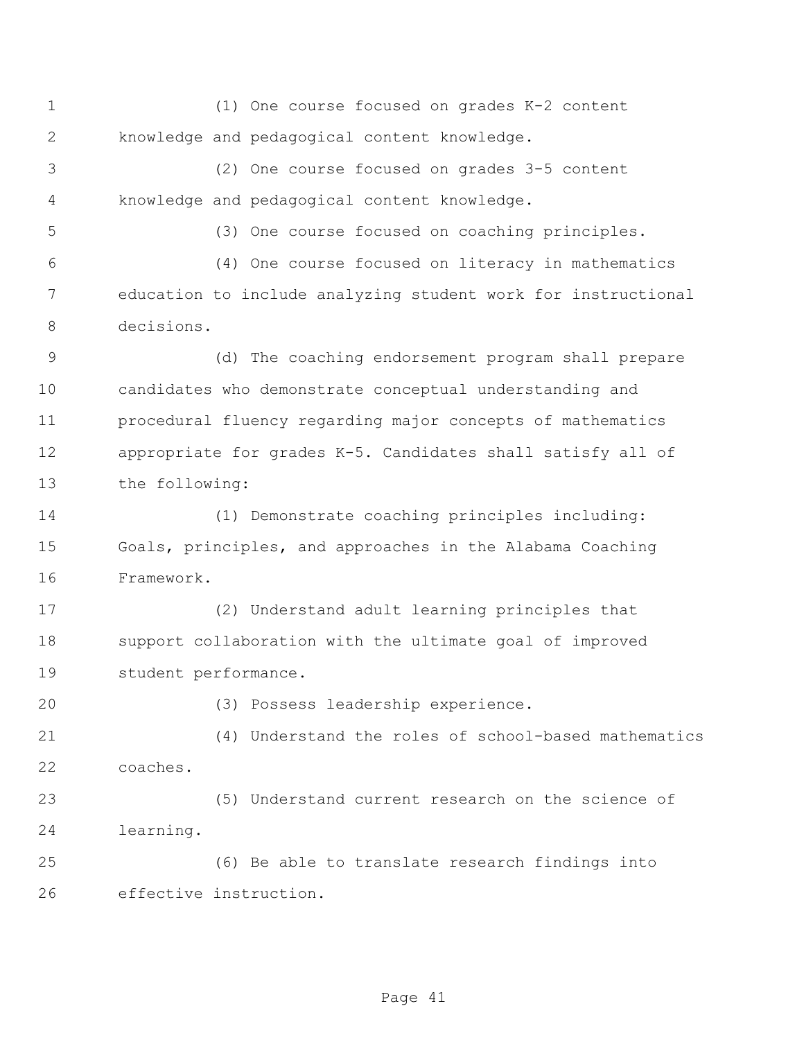(1) One course focused on grades K-2 content knowledge and pedagogical content knowledge.

(2) One course focused on grades 3-5 content knowledge and pedagogical content knowledge.

(3) One course focused on coaching principles.

(4) One course focused on literacy in mathematics education to include analyzing student work for instructional decisions.

(d) The coaching endorsement program shall prepare candidates who demonstrate conceptual understanding and procedural fluency regarding major concepts of mathematics appropriate for grades K-5. Candidates shall satisfy all of the following:

(1) Demonstrate coaching principles including: Goals, principles, and approaches in the Alabama Coaching Framework.

(2) Understand adult learning principles that support collaboration with the ultimate goal of improved student performance.

(3) Possess leadership experience.

(4) Understand the roles of school-based mathematics coaches.

(5) Understand current research on the science of learning.

(6) Be able to translate research findings into effective instruction.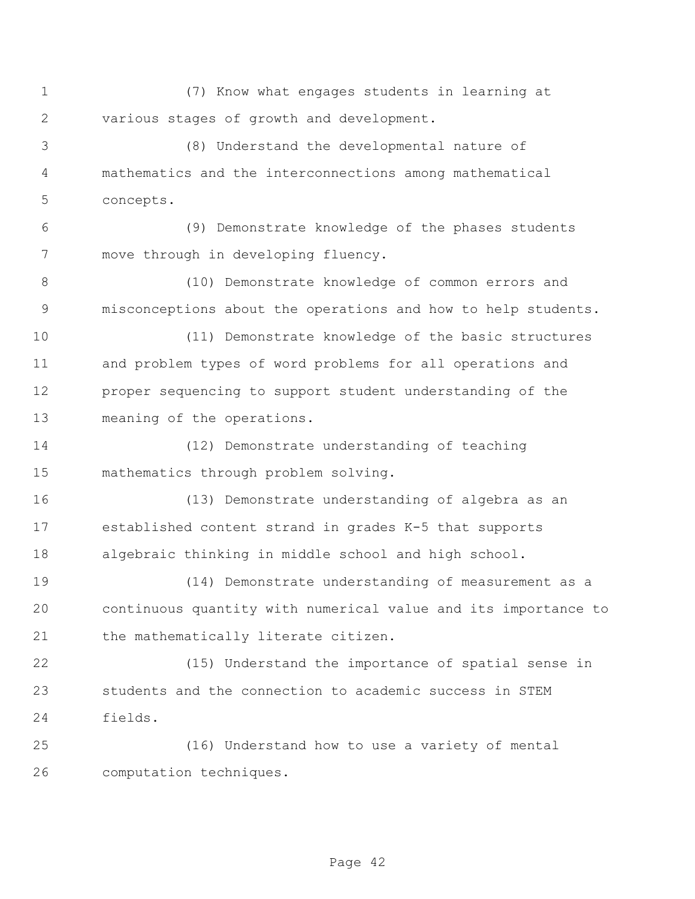(7) Know what engages students in learning at various stages of growth and development.

(8) Understand the developmental nature of mathematics and the interconnections among mathematical concepts.

(9) Demonstrate knowledge of the phases students move through in developing fluency.

(10) Demonstrate knowledge of common errors and misconceptions about the operations and how to help students.

(11) Demonstrate knowledge of the basic structures and problem types of word problems for all operations and proper sequencing to support student understanding of the meaning of the operations.

(12) Demonstrate understanding of teaching mathematics through problem solving.

(13) Demonstrate understanding of algebra as an established content strand in grades K-5 that supports algebraic thinking in middle school and high school.

(14) Demonstrate understanding of measurement as a continuous quantity with numerical value and its importance to the mathematically literate citizen.

(15) Understand the importance of spatial sense in students and the connection to academic success in STEM fields.

(16) Understand how to use a variety of mental computation techniques.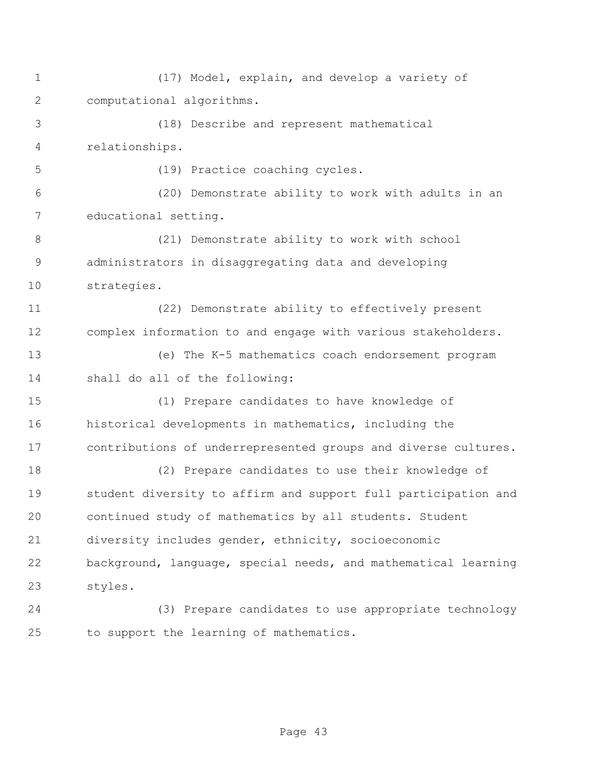(17) Model, explain, and develop a variety of computational algorithms.

(18) Describe and represent mathematical relationships.

(19) Practice coaching cycles.

(20) Demonstrate ability to work with adults in an educational setting.

(21) Demonstrate ability to work with school administrators in disaggregating data and developing strategies.

(22) Demonstrate ability to effectively present complex information to and engage with various stakeholders.

(e) The K-5 mathematics coach endorsement program shall do all of the following:

(1) Prepare candidates to have knowledge of historical developments in mathematics, including the contributions of underrepresented groups and diverse cultures.

(2) Prepare candidates to use their knowledge of student diversity to affirm and support full participation and continued study of mathematics by all students. Student diversity includes gender, ethnicity, socioeconomic background, language, special needs, and mathematical learning styles.

(3) Prepare candidates to use appropriate technology to support the learning of mathematics.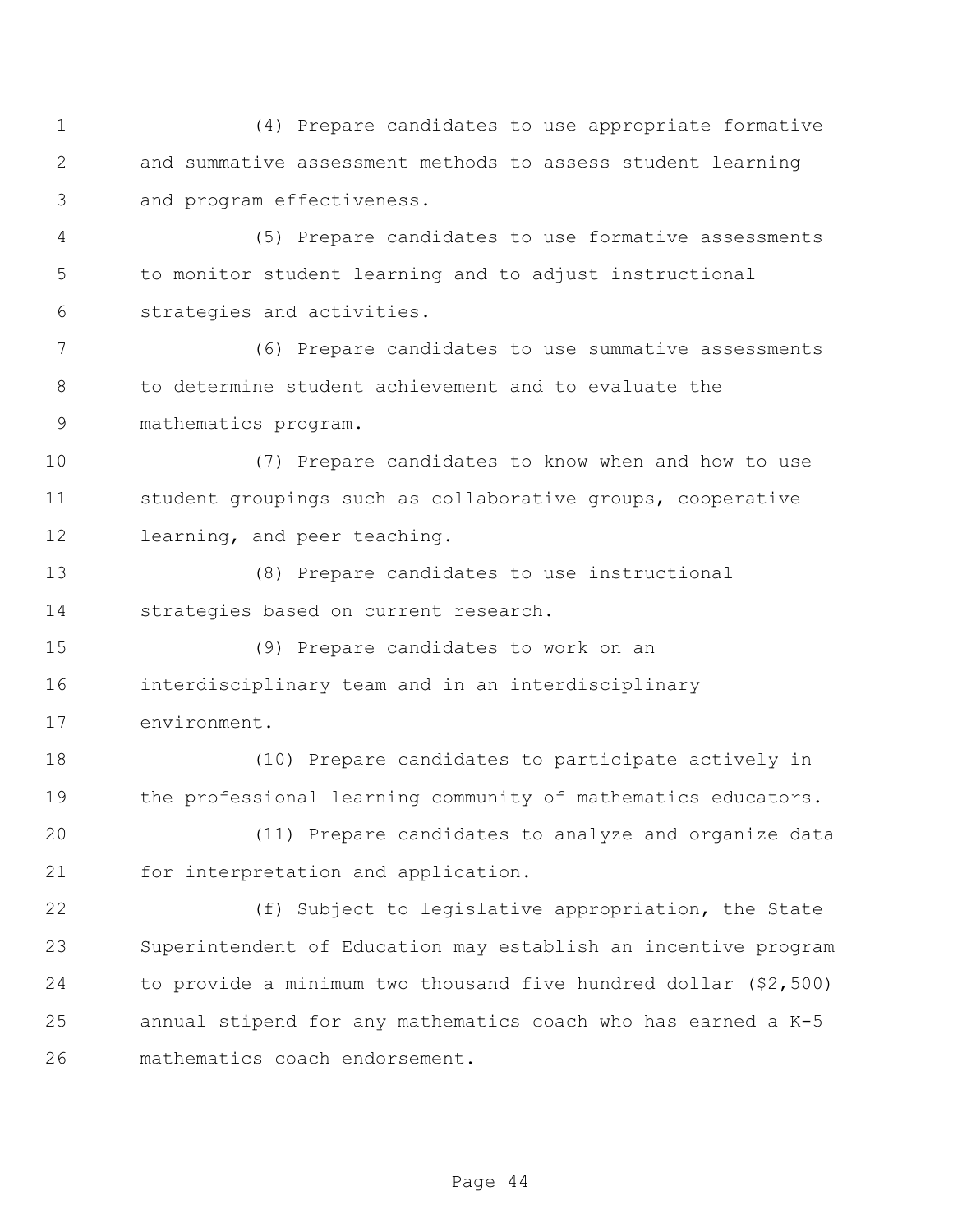(4) Prepare candidates to use appropriate formative and summative assessment methods to assess student learning and program effectiveness.

(5) Prepare candidates to use formative assessments to monitor student learning and to adjust instructional strategies and activities.

(6) Prepare candidates to use summative assessments to determine student achievement and to evaluate the mathematics program.

(7) Prepare candidates to know when and how to use student groupings such as collaborative groups, cooperative learning, and peer teaching.

(8) Prepare candidates to use instructional strategies based on current research.

(9) Prepare candidates to work on an interdisciplinary team and in an interdisciplinary environment.

(10) Prepare candidates to participate actively in the professional learning community of mathematics educators.

(11) Prepare candidates to analyze and organize data for interpretation and application.

(f) Subject to legislative appropriation, the State Superintendent of Education may establish an incentive program to provide a minimum two thousand five hundred dollar ($2,500) annual stipend for any mathematics coach who has earned a K-5 mathematics coach endorsement.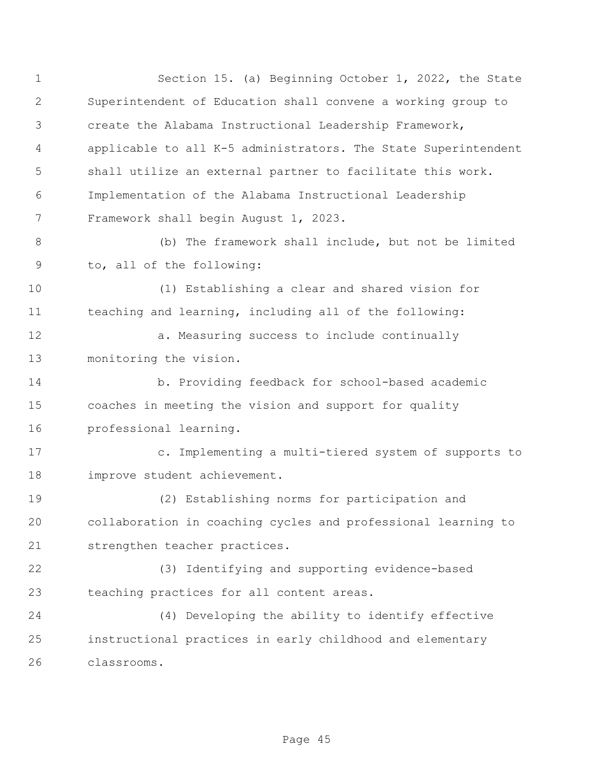Section 15. (a) Beginning October 1, 2022, the State Superintendent of Education shall convene a working group to create the Alabama Instructional Leadership Framework, applicable to all K-5 administrators. The State Superintendent shall utilize an external partner to facilitate this work. Implementation of the Alabama Instructional Leadership Framework shall begin August 1, 2023.

(b) The framework shall include, but not be limited to, all of the following:

(1) Establishing a clear and shared vision for teaching and learning, including all of the following:

a. Measuring success to include continually monitoring the vision.

b. Providing feedback for school-based academic coaches in meeting the vision and support for quality professional learning.

c. Implementing a multi-tiered system of supports to improve student achievement.

(2) Establishing norms for participation and collaboration in coaching cycles and professional learning to strengthen teacher practices.

(3) Identifying and supporting evidence-based teaching practices for all content areas.

(4) Developing the ability to identify effective instructional practices in early childhood and elementary classrooms.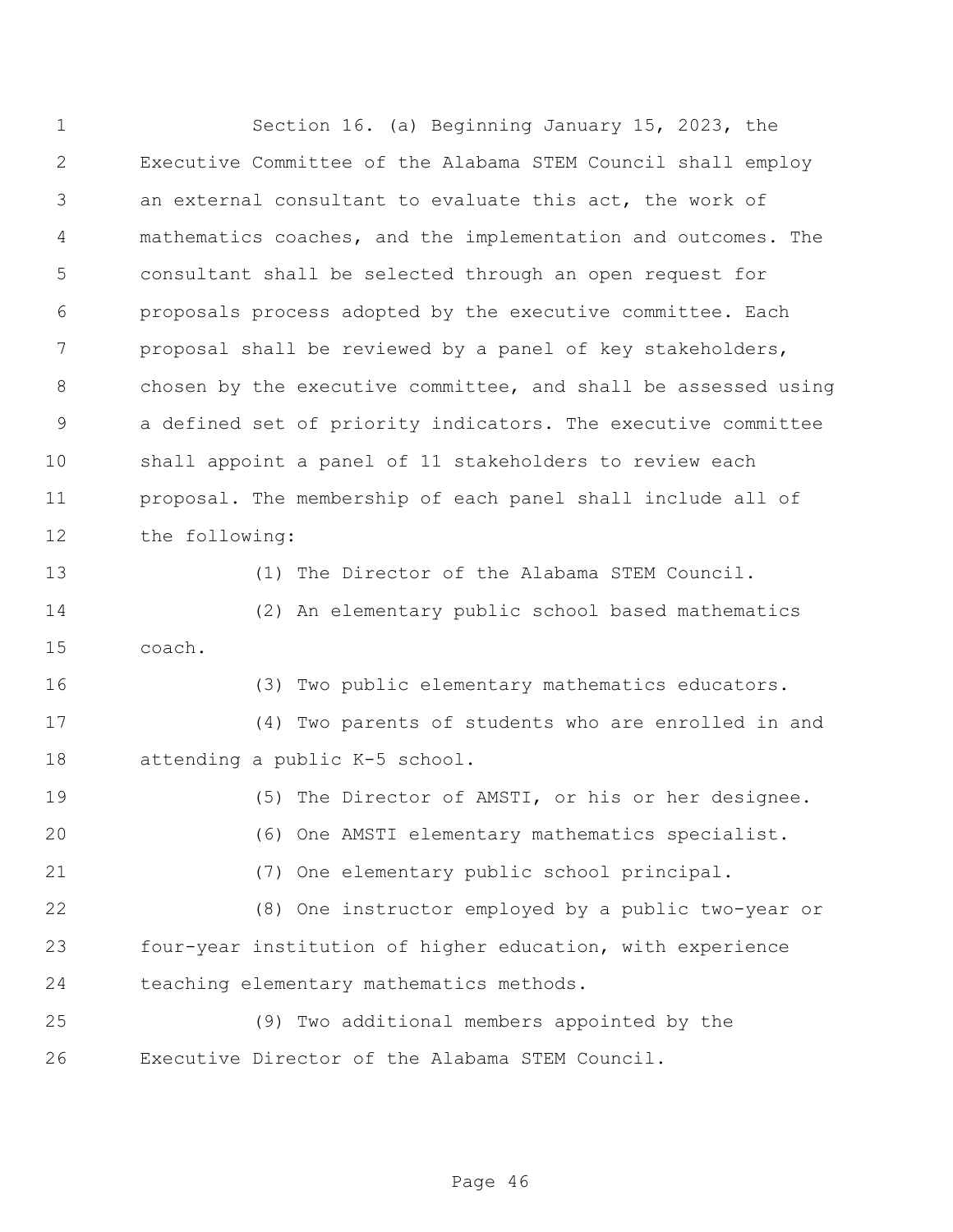Section 16. (a) Beginning January 15, 2023, the Executive Committee of the Alabama STEM Council shall employ an external consultant to evaluate this act, the work of mathematics coaches, and the implementation and outcomes. The consultant shall be selected through an open request for proposals process adopted by the executive committee. Each proposal shall be reviewed by a panel of key stakeholders, chosen by the executive committee, and shall be assessed using a defined set of priority indicators. The executive committee shall appoint a panel of 11 stakeholders to review each proposal. The membership of each panel shall include all of the following:

(1) The Director of the Alabama STEM Council.

(2) An elementary public school based mathematics coach.

(3) Two public elementary mathematics educators.

(4) Two parents of students who are enrolled in and attending a public K-5 school.

(5) The Director of AMSTI, or his or her designee.

(6) One AMSTI elementary mathematics specialist.

(7) One elementary public school principal.

(8) One instructor employed by a public two-year or four-year institution of higher education, with experience teaching elementary mathematics methods.

(9) Two additional members appointed by the Executive Director of the Alabama STEM Council.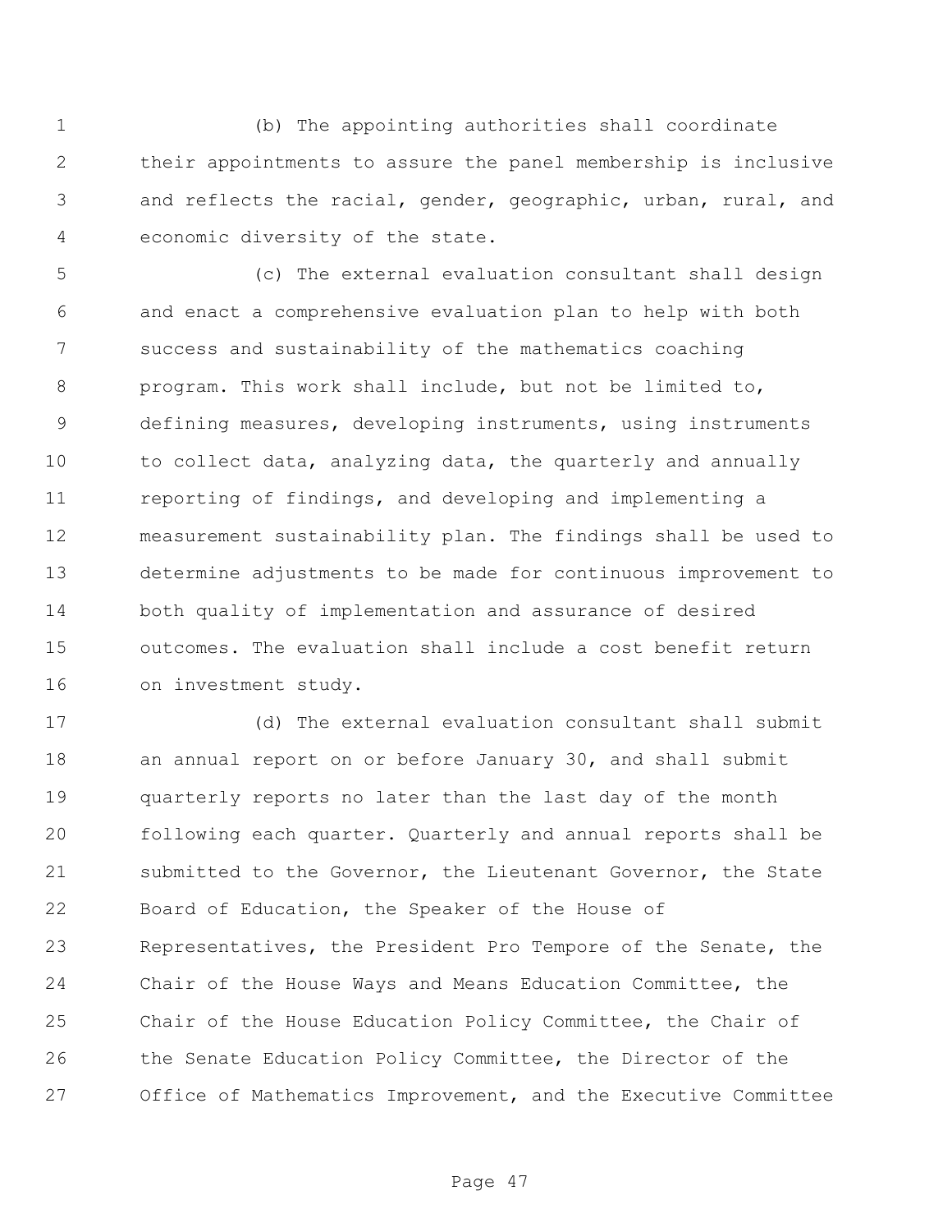(b) The appointing authorities shall coordinate their appointments to assure the panel membership is inclusive and reflects the racial, gender, geographic, urban, rural, and economic diversity of the state.

(c) The external evaluation consultant shall design and enact a comprehensive evaluation plan to help with both success and sustainability of the mathematics coaching program. This work shall include, but not be limited to, defining measures, developing instruments, using instruments to collect data, analyzing data, the quarterly and annually reporting of findings, and developing and implementing a measurement sustainability plan. The findings shall be used to determine adjustments to be made for continuous improvement to both quality of implementation and assurance of desired outcomes. The evaluation shall include a cost benefit return on investment study.

(d) The external evaluation consultant shall submit an annual report on or before January 30, and shall submit quarterly reports no later than the last day of the month following each quarter. Quarterly and annual reports shall be submitted to the Governor, the Lieutenant Governor, the State Board of Education, the Speaker of the House of Representatives, the President Pro Tempore of the Senate, the Chair of the House Ways and Means Education Committee, the Chair of the House Education Policy Committee, the Chair of the Senate Education Policy Committee, the Director of the Office of Mathematics Improvement, and the Executive Committee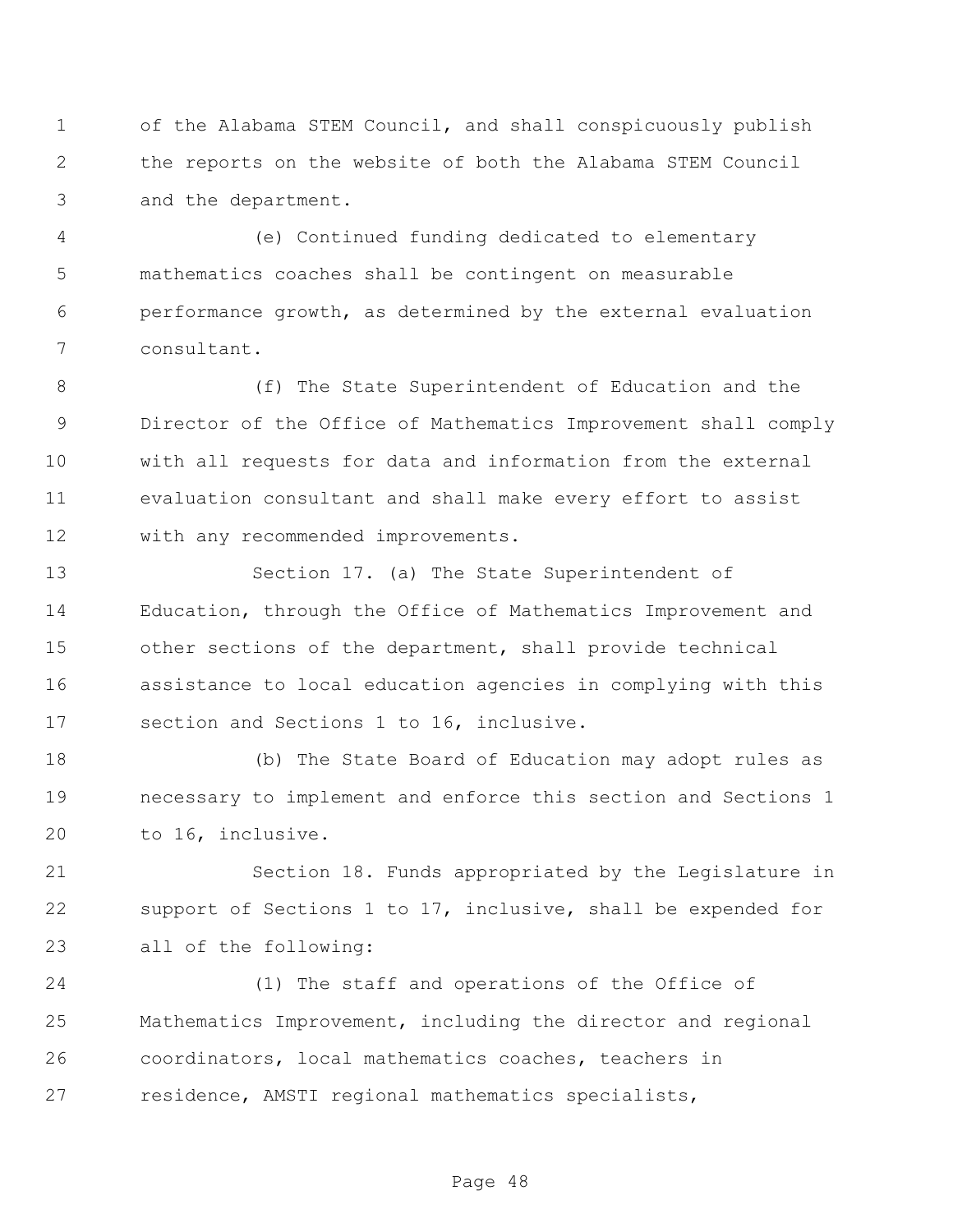of the Alabama STEM Council, and shall conspicuously publish the reports on the website of both the Alabama STEM Council and the department.

(e) Continued funding dedicated to elementary mathematics coaches shall be contingent on measurable performance growth, as determined by the external evaluation consultant.

(f) The State Superintendent of Education and the Director of the Office of Mathematics Improvement shall comply with all requests for data and information from the external evaluation consultant and shall make every effort to assist with any recommended improvements.

Section 17. (a) The State Superintendent of Education, through the Office of Mathematics Improvement and other sections of the department, shall provide technical assistance to local education agencies in complying with this section and Sections 1 to 16, inclusive.

(b) The State Board of Education may adopt rules as necessary to implement and enforce this section and Sections 1 to 16, inclusive.

Section 18. Funds appropriated by the Legislature in support of Sections 1 to 17, inclusive, shall be expended for all of the following:

(1) The staff and operations of the Office of Mathematics Improvement, including the director and regional coordinators, local mathematics coaches, teachers in residence, AMSTI regional mathematics specialists,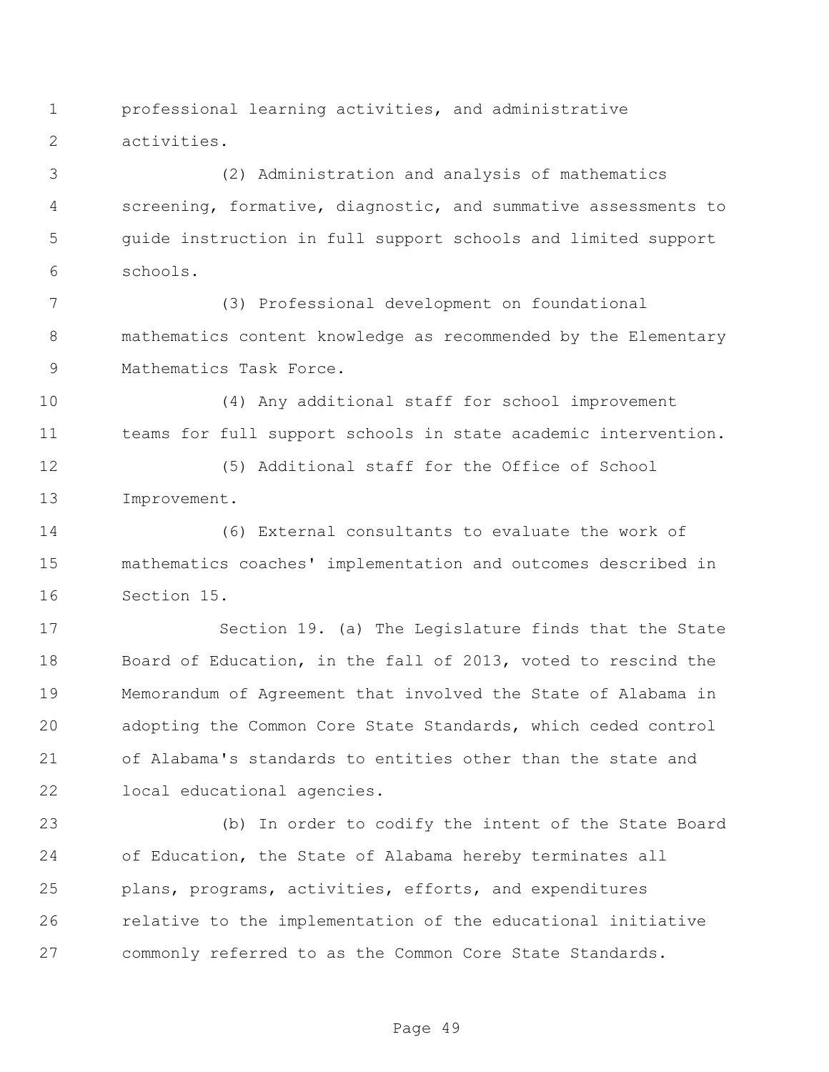professional learning activities, and administrative activities.

(2) Administration and analysis of mathematics screening, formative, diagnostic, and summative assessments to guide instruction in full support schools and limited support schools.

(3) Professional development on foundational mathematics content knowledge as recommended by the Elementary Mathematics Task Force.

(4) Any additional staff for school improvement teams for full support schools in state academic intervention.

(5) Additional staff for the Office of School Improvement.

(6) External consultants to evaluate the work of mathematics coaches' implementation and outcomes described in Section 15.

Section 19. (a) The Legislature finds that the State Board of Education, in the fall of 2013, voted to rescind the Memorandum of Agreement that involved the State of Alabama in adopting the Common Core State Standards, which ceded control of Alabama's standards to entities other than the state and local educational agencies.

(b) In order to codify the intent of the State Board of Education, the State of Alabama hereby terminates all plans, programs, activities, efforts, and expenditures relative to the implementation of the educational initiative commonly referred to as the Common Core State Standards.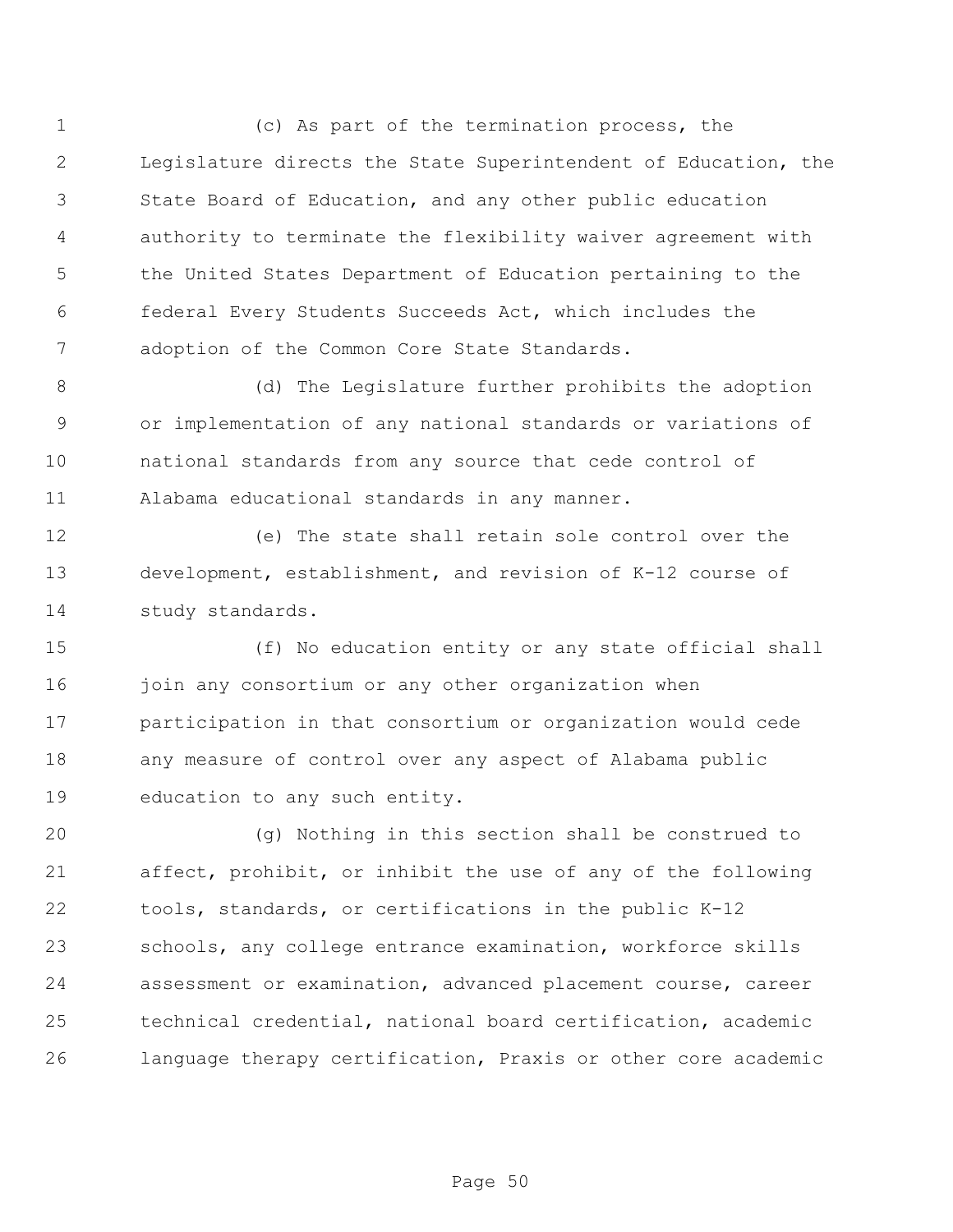(c) As part of the termination process, the Legislature directs the State Superintendent of Education, the State Board of Education, and any other public education authority to terminate the flexibility waiver agreement with the United States Department of Education pertaining to the federal Every Students Succeeds Act, which includes the adoption of the Common Core State Standards.

(d) The Legislature further prohibits the adoption or implementation of any national standards or variations of national standards from any source that cede control of Alabama educational standards in any manner.

(e) The state shall retain sole control over the development, establishment, and revision of K-12 course of study standards.

(f) No education entity or any state official shall join any consortium or any other organization when participation in that consortium or organization would cede any measure of control over any aspect of Alabama public education to any such entity.

(g) Nothing in this section shall be construed to affect, prohibit, or inhibit the use of any of the following tools, standards, or certifications in the public K-12 schools, any college entrance examination, workforce skills assessment or examination, advanced placement course, career technical credential, national board certification, academic language therapy certification, Praxis or other core academic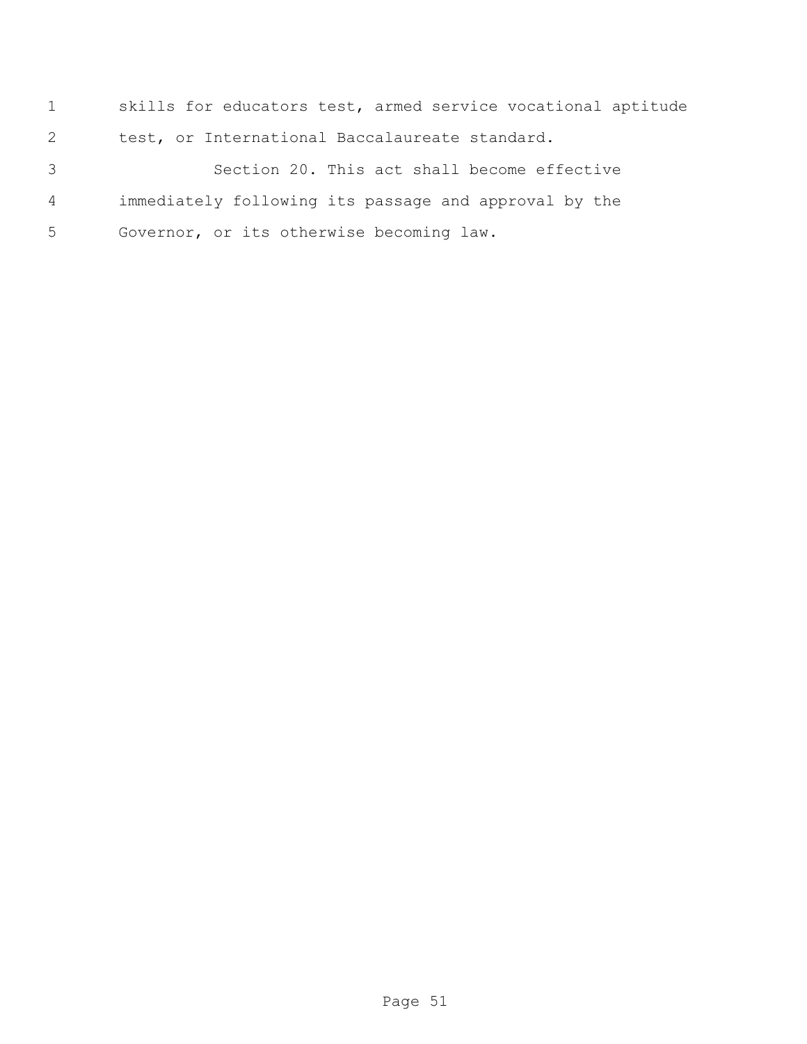skills for educators test, armed service vocational aptitude test, or International Baccalaureate standard.

Section 20. This act shall become effective immediately following its passage and approval by the Governor, or its otherwise becoming law.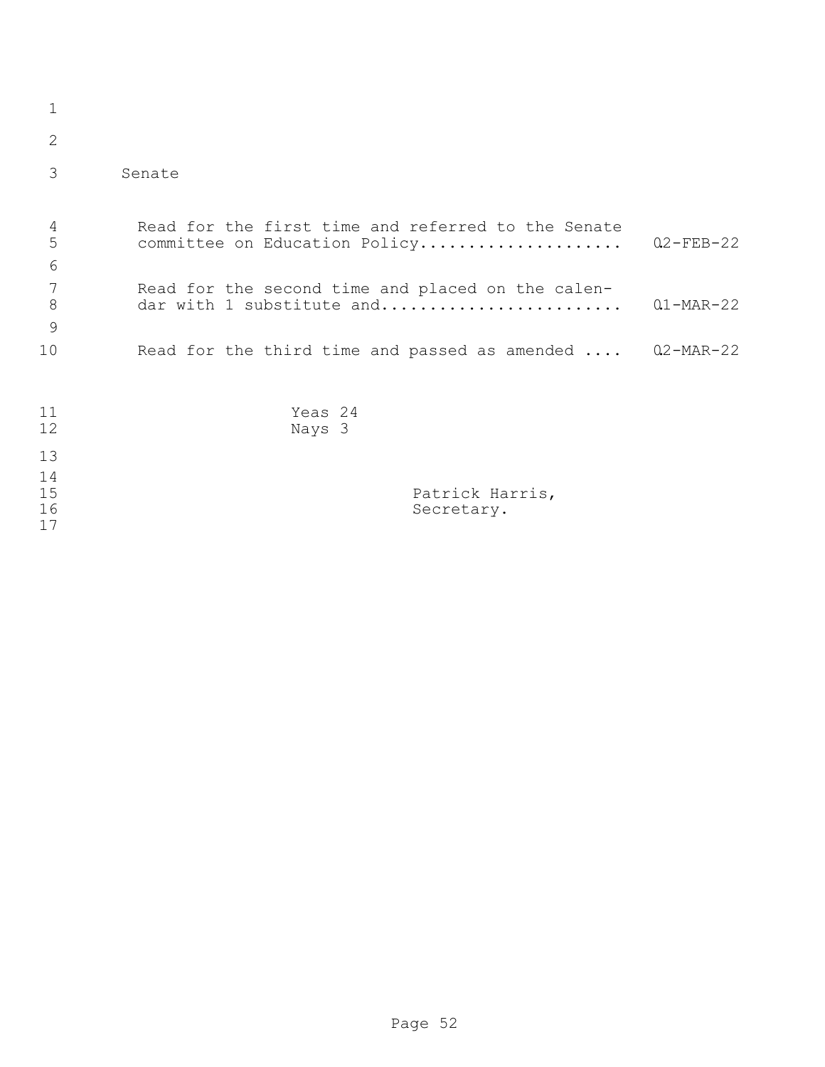Senate

Read for the first time and referred to the Senate committee on Education Policy.................... 02-FEB-22

Read for the second time and placed on the calendar with 1 substitute and........................ 01-MAR-22

Read for the third time and passed as amended .... 02-MAR-22

Yeas 24
Nays 3

Patrick Harris,
Secretary.